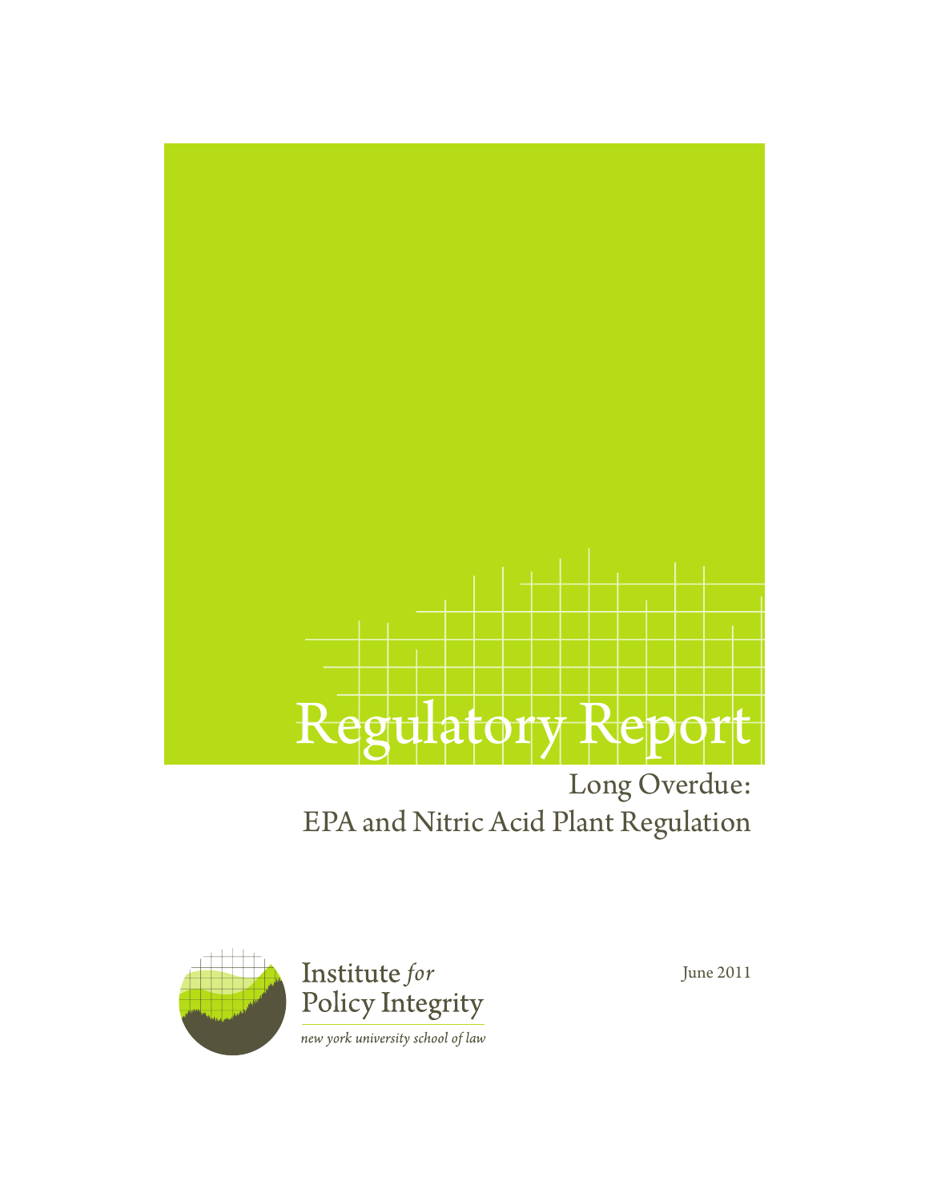# Regulatory Report

## Long Overdue: EPA and Nitric Acid Plant Regulation

Institute *for* Policy Integrity

*new york university school of law*

June 2011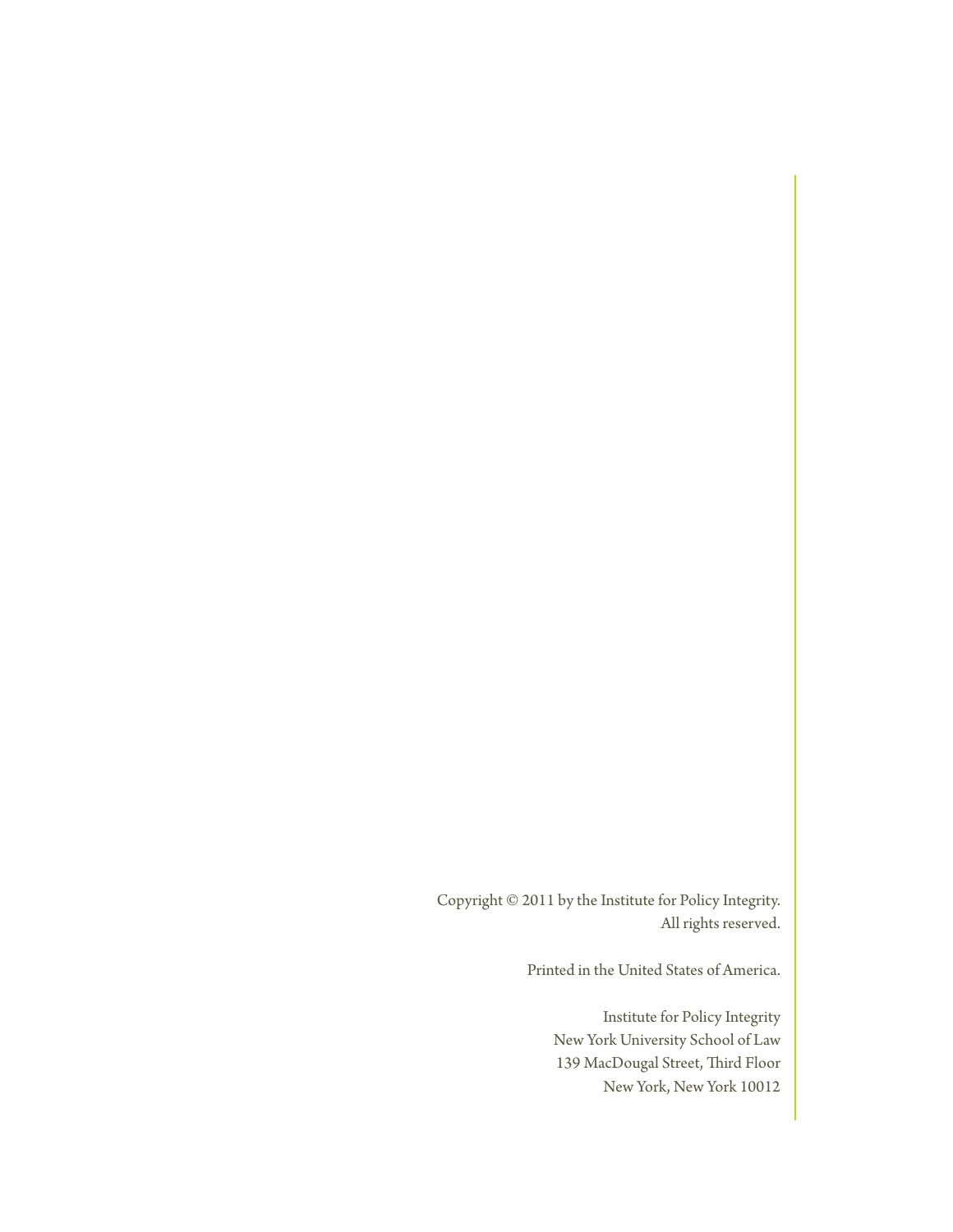Copyright © 2011 by the Institute for Policy Integrity.
All rights reserved.

Printed in the United States of America.

Institute for Policy Integrity
New York University School of Law
139 MacDougal Street, Third Floor
New York, New York 10012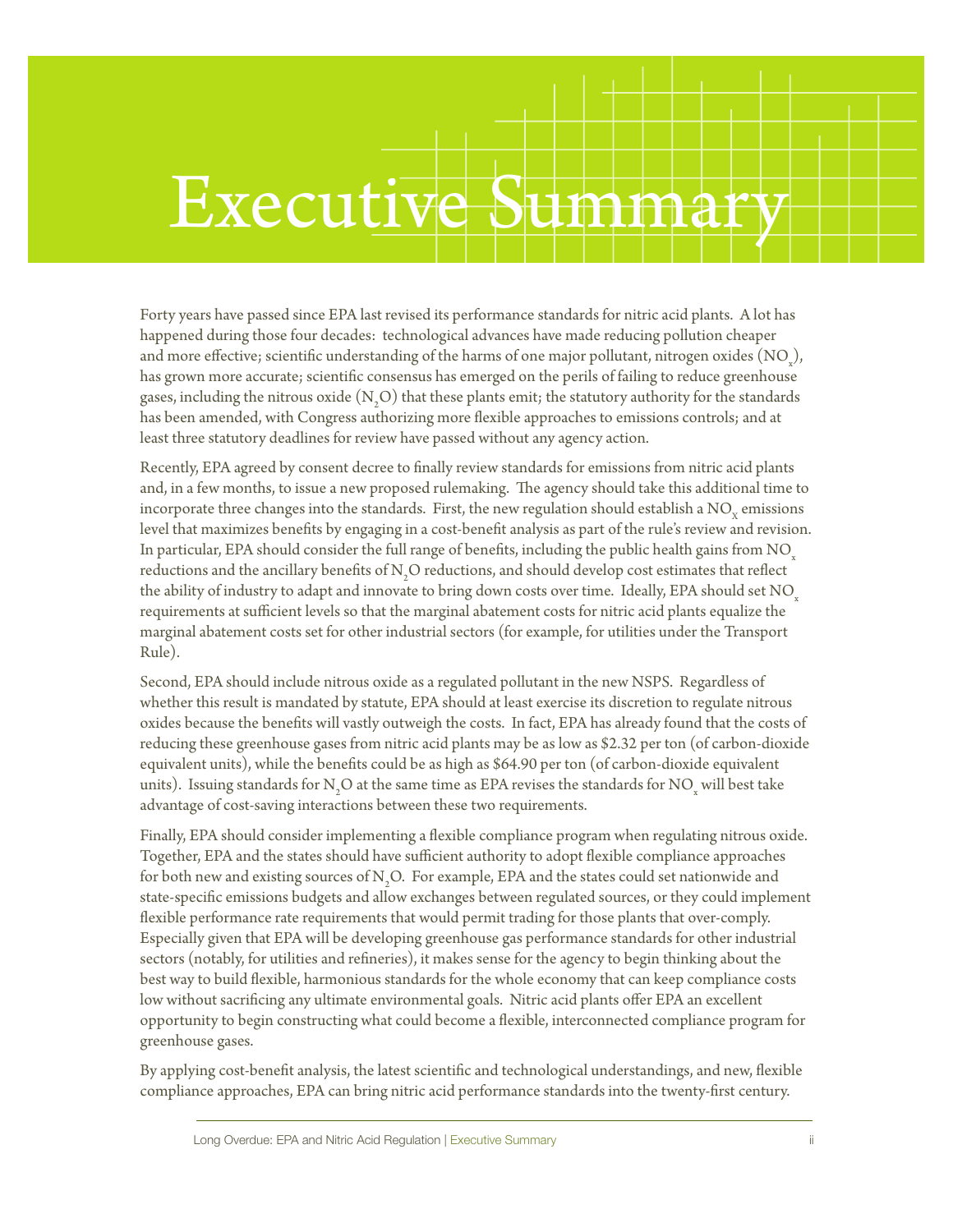# Executive Summary

Forty years have passed since EPA last revised its performance standards for nitric acid plants. A lot has happened during those four decades: technological advances have made reducing pollution cheaper and more effective; scientific understanding of the harms of one major pollutant, nitrogen oxides ($NO_x$), has grown more accurate; scientific consensus has emerged on the perils of failing to reduce greenhouse gases, including the nitrous oxide ($N_2O$) that these plants emit; the statutory authority for the standards has been amended, with Congress authorizing more flexible approaches to emissions controls; and at least three statutory deadlines for review have passed without any agency action.

Recently, EPA agreed by consent decree to finally review standards for emissions from nitric acid plants and, in a few months, to issue a new proposed rulemaking. The agency should take this additional time to incorporate three changes into the standards. First, the new regulation should establish a $NO_X$ emissions level that maximizes benefits by engaging in a cost-benefit analysis as part of the rule's review and revision. In particular, EPA should consider the full range of benefits, including the public health gains from $NO_x$ reductions and the ancillary benefits of $N_2O$ reductions, and should develop cost estimates that reflect the ability of industry to adapt and innovate to bring down costs over time. Ideally, EPA should set $NO_x$ requirements at sufficient levels so that the marginal abatement costs for nitric acid plants equalize the marginal abatement costs set for other industrial sectors (for example, for utilities under the Transport Rule).

Second, EPA should include nitrous oxide as a regulated pollutant in the new NSPS. Regardless of whether this result is mandated by statute, EPA should at least exercise its discretion to regulate nitrous oxides because the benefits will vastly outweigh the costs. In fact, EPA has already found that the costs of reducing these greenhouse gases from nitric acid plants may be as low as $2.32 per ton (of carbon-dioxide equivalent units), while the benefits could be as high as $64.90 per ton (of carbon-dioxide equivalent units). Issuing standards for $N_2O$ at the same time as EPA revises the standards for $NO_x$ will best take advantage of cost-saving interactions between these two requirements.

Finally, EPA should consider implementing a flexible compliance program when regulating nitrous oxide. Together, EPA and the states should have sufficient authority to adopt flexible compliance approaches for both new and existing sources of $N_2O$. For example, EPA and the states could set nationwide and state-specific emissions budgets and allow exchanges between regulated sources, or they could implement flexible performance rate requirements that would permit trading for those plants that over-comply. Especially given that EPA will be developing greenhouse gas performance standards for other industrial sectors (notably, for utilities and refineries), it makes sense for the agency to begin thinking about the best way to build flexible, harmonious standards for the whole economy that can keep compliance costs low without sacrificing any ultimate environmental goals. Nitric acid plants offer EPA an excellent opportunity to begin constructing what could become a flexible, interconnected compliance program for greenhouse gases.

By applying cost-benefit analysis, the latest scientific and technological understandings, and new, flexible compliance approaches, EPA can bring nitric acid performance standards into the twenty-first century.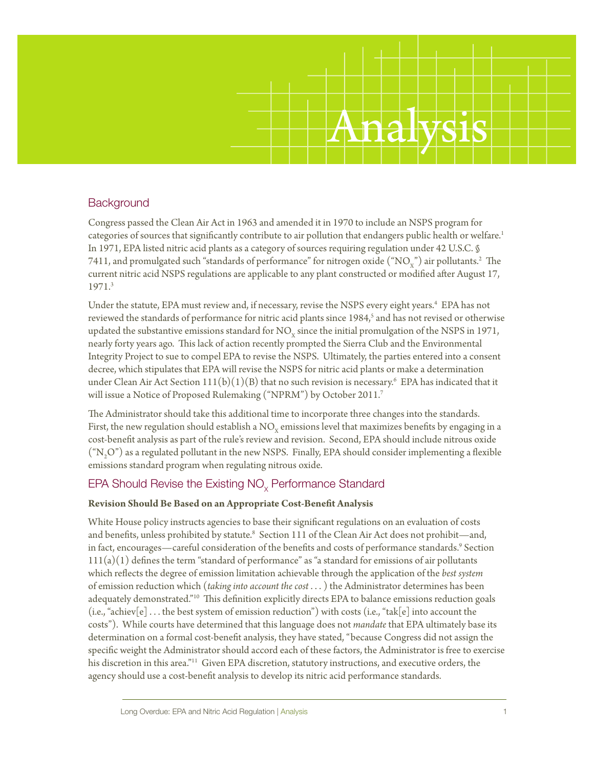# Analysis

## Background

Congress passed the Clean Air Act in 1963 and amended it in 1970 to include an NSPS program for categories of sources that significantly contribute to air pollution that endangers public health or welfare.[1] In 1971, EPA listed nitric acid plants as a category of sources requiring regulation under 42 U.S.C. § 7411, and promulgated such "standards of performance" for nitrogen oxide ("$NO_X$") air pollutants.[2] The current nitric acid NSPS regulations are applicable to any plant constructed or modified after August 17, 1971.[3]

Under the statute, EPA must review and, if necessary, revise the NSPS every eight years.[4] EPA has not reviewed the standards of performance for nitric acid plants since 1984,[5] and has not revised or otherwise updated the substantive emissions standard for $NO_X$ since the initial promulgation of the NSPS in 1971, nearly forty years ago. This lack of action recently prompted the Sierra Club and the Environmental Integrity Project to sue to compel EPA to revise the NSPS. Ultimately, the parties entered into a consent decree, which stipulates that EPA will revise the NSPS for nitric acid plants or make a determination under Clean Air Act Section 111(b)(1)(B) that no such revision is necessary.[6] EPA has indicated that it will issue a Notice of Proposed Rulemaking ("NPRM") by October 2011.[7]

The Administrator should take this additional time to incorporate three changes into the standards. First, the new regulation should establish a $NO_X$ emissions level that maximizes benefits by engaging in a cost-benefit analysis as part of the rule's review and revision. Second, EPA should include nitrous oxide ("$N_2O$") as a regulated pollutant in the new NSPS. Finally, EPA should consider implementing a flexible emissions standard program when regulating nitrous oxide.

## EPA Should Revise the Existing $NO_X$ Performance Standard

**Revision Should Be Based on an Appropriate Cost-Benefit Analysis**

White House policy instructs agencies to base their significant regulations on an evaluation of costs and benefits, unless prohibited by statute.[8] Section 111 of the Clean Air Act does not prohibit—and, in fact, encourages—careful consideration of the benefits and costs of performance standards.[9] Section 111(a)(1) defines the term "standard of performance" as "a standard for emissions of air pollutants which reflects the degree of emission limitation achievable through the application of the *best system* of emission reduction which (*taking into account the cost* . . . ) the Administrator determines has been adequately demonstrated."[10] This definition explicitly directs EPA to balance emissions reduction goals (i.e., "achiev[e] . . . the best system of emission reduction") with costs (i.e., "tak[e] into account the costs"). While courts have determined that this language does not *mandate* that EPA ultimately base its determination on a formal cost-benefit analysis, they have stated, "because Congress did not assign the specific weight the Administrator should accord each of these factors, the Administrator is free to exercise his discretion in this area."[11] Given EPA discretion, statutory instructions, and executive orders, the agency should use a cost-benefit analysis to develop its nitric acid performance standards.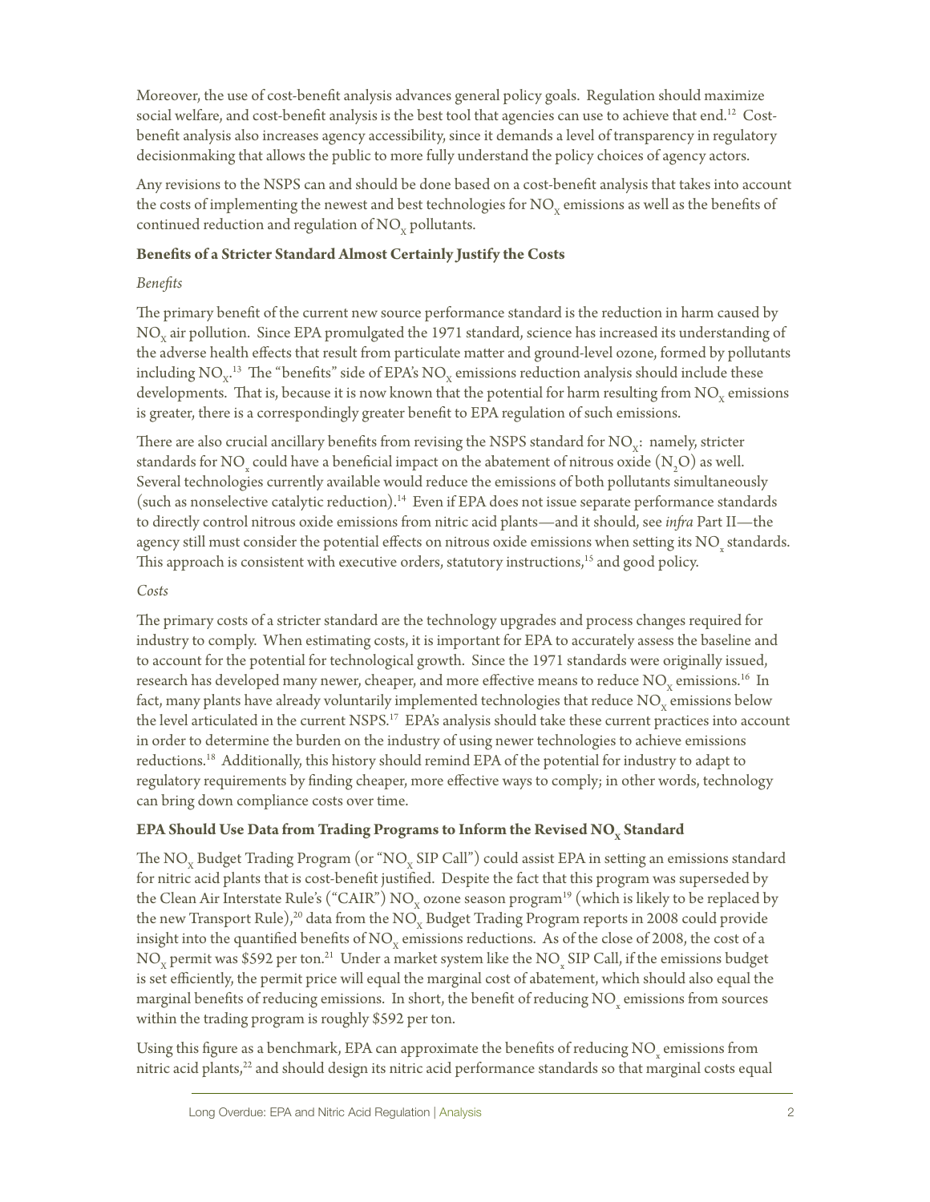Moreover, the use of cost-benefit analysis advances general policy goals. Regulation should maximize social welfare, and cost-benefit analysis is the best tool that agencies can use to achieve that end.[12] Cost-benefit analysis also increases agency accessibility, since it demands a level of transparency in regulatory decisionmaking that allows the public to more fully understand the policy choices of agency actors.

Any revisions to the NSPS can and should be done based on a cost-benefit analysis that takes into account the costs of implementing the newest and best technologies for $NO_X$ emissions as well as the benefits of continued reduction and regulation of $NO_X$ pollutants.

### Benefits of a Stricter Standard Almost Certainly Justify the Costs

*Benefits*

The primary benefit of the current new source performance standard is the reduction in harm caused by $NO_X$ air pollution. Since EPA promulgated the 1971 standard, science has increased its understanding of the adverse health effects that result from particulate matter and ground-level ozone, formed by pollutants including $NO_X$.[13] The "benefits" side of EPA's $NO_X$ emissions reduction analysis should include these developments. That is, because it is now known that the potential for harm resulting from $NO_X$ emissions is greater, there is a correspondingly greater benefit to EPA regulation of such emissions.

There are also crucial ancillary benefits from revising the NSPS standard for $NO_X$: namely, stricter standards for $NO_x$ could have a beneficial impact on the abatement of nitrous oxide ($N_2O$) as well. Several technologies currently available would reduce the emissions of both pollutants simultaneously (such as nonselective catalytic reduction).[14] Even if EPA does not issue separate performance standards to directly control nitrous oxide emissions from nitric acid plants—and it should, see *infra* Part II—the agency still must consider the potential effects on nitrous oxide emissions when setting its $NO_x$ standards. This approach is consistent with executive orders, statutory instructions,[15] and good policy.

*Costs*

The primary costs of a stricter standard are the technology upgrades and process changes required for industry to comply. When estimating costs, it is important for EPA to accurately assess the baseline and to account for the potential for technological growth. Since the 1971 standards were originally issued, research has developed many newer, cheaper, and more effective means to reduce $NO_X$ emissions.[16] In fact, many plants have already voluntarily implemented technologies that reduce $NO_X$ emissions below the level articulated in the current NSPS.[17] EPA's analysis should take these current practices into account in order to determine the burden on the industry of using newer technologies to achieve emissions reductions.[18] Additionally, this history should remind EPA of the potential for industry to adapt to regulatory requirements by finding cheaper, more effective ways to comply; in other words, technology can bring down compliance costs over time.

### EPA Should Use Data from Trading Programs to Inform the Revised $NO_X$ Standard

The $NO_X$ Budget Trading Program (or "$NO_X$ SIP Call") could assist EPA in setting an emissions standard for nitric acid plants that is cost-benefit justified. Despite the fact that this program was superseded by the Clean Air Interstate Rule's ("CAIR") $NO_X$ ozone season program[19] (which is likely to be replaced by the new Transport Rule),[20] data from the $NO_X$ Budget Trading Program reports in 2008 could provide insight into the quantified benefits of $NO_X$ emissions reductions. As of the close of 2008, the cost of a $NO_X$ permit was \$592 per ton.[21] Under a market system like the $NO_x$ SIP Call, if the emissions budget is set efficiently, the permit price will equal the marginal cost of abatement, which should also equal the marginal benefits of reducing emissions. In short, the benefit of reducing $NO_x$ emissions from sources within the trading program is roughly \$592 per ton.

Using this figure as a benchmark, EPA can approximate the benefits of reducing $NO_x$ emissions from nitric acid plants,[22] and should design its nitric acid performance standards so that marginal costs equal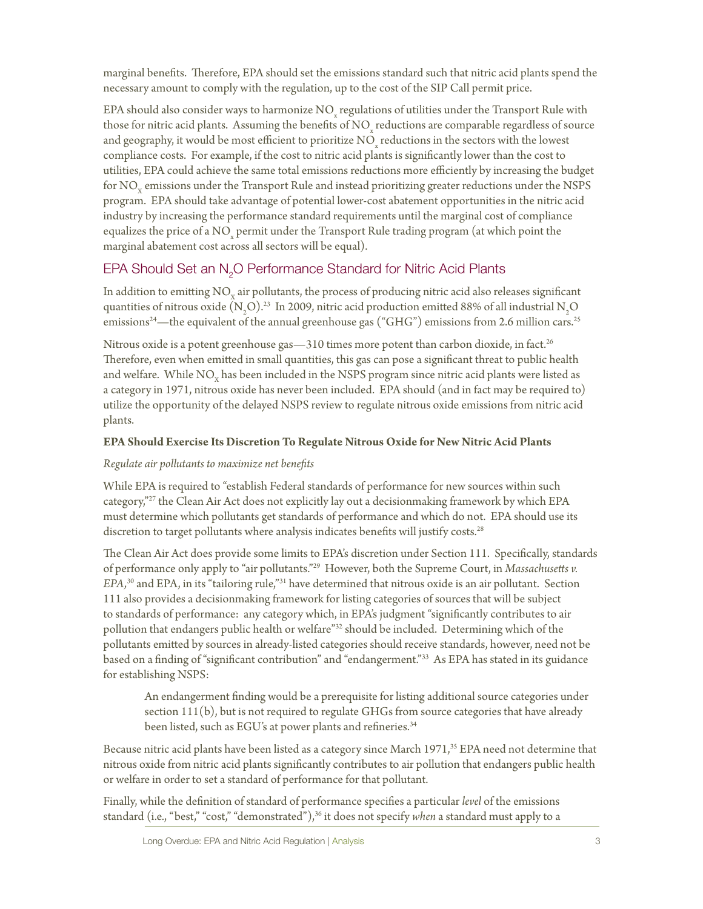marginal benefits. Therefore, EPA should set the emissions standard such that nitric acid plants spend the necessary amount to comply with the regulation, up to the cost of the SIP Call permit price.

EPA should also consider ways to harmonize $NO_x$ regulations of utilities under the Transport Rule with those for nitric acid plants. Assuming the benefits of $NO_x$ reductions are comparable regardless of source and geography, it would be most efficient to prioritize $NO_x$ reductions in the sectors with the lowest compliance costs. For example, if the cost to nitric acid plants is significantly lower than the cost to utilities, EPA could achieve the same total emissions reductions more efficiently by increasing the budget for $NO_X$ emissions under the Transport Rule and instead prioritizing greater reductions under the NSPS program. EPA should take advantage of potential lower-cost abatement opportunities in the nitric acid industry by increasing the performance standard requirements until the marginal cost of compliance equalizes the price of a $NO_x$ permit under the Transport Rule trading program (at which point the marginal abatement cost across all sectors will be equal).

## EPA Should Set an $N_2O$ Performance Standard for Nitric Acid Plants

In addition to emitting $NO_X$ air pollutants, the process of producing nitric acid also releases significant quantities of nitrous oxide ($N_2O$).[23] In 2009, nitric acid production emitted 88% of all industrial $N_2O$ emissions[24]—the equivalent of the annual greenhouse gas ("GHG") emissions from 2.6 million cars.[25]

Nitrous oxide is a potent greenhouse gas—310 times more potent than carbon dioxide, in fact.[26] Therefore, even when emitted in small quantities, this gas can pose a significant threat to public health and welfare. While $NO_X$ has been included in the NSPS program since nitric acid plants were listed as a category in 1971, nitrous oxide has never been included. EPA should (and in fact may be required to) utilize the opportunity of the delayed NSPS review to regulate nitrous oxide emissions from nitric acid plants.

### EPA Should Exercise Its Discretion To Regulate Nitrous Oxide for New Nitric Acid Plants

*Regulate air pollutants to maximize net benefits*

While EPA is required to "establish Federal standards of performance for new sources within such category,"[27] the Clean Air Act does not explicitly lay out a decisionmaking framework by which EPA must determine which pollutants get standards of performance and which do not. EPA should use its discretion to target pollutants where analysis indicates benefits will justify costs.[28]

The Clean Air Act does provide some limits to EPA's discretion under Section 111. Specifically, standards of performance only apply to "air pollutants."[29] However, both the Supreme Court, in *Massachusetts v. EPA*,[30] and EPA, in its "tailoring rule,"[31] have determined that nitrous oxide is an air pollutant. Section 111 also provides a decisionmaking framework for listing categories of sources that will be subject to standards of performance: any category which, in EPA's judgment "significantly contributes to air pollution that endangers public health or welfare"[32] should be included. Determining which of the pollutants emitted by sources in already-listed categories should receive standards, however, need not be based on a finding of "significant contribution" and "endangerment."[33] As EPA has stated in its guidance for establishing NSPS:

> An endangerment finding would be a prerequisite for listing additional source categories under section 111(b), but is not required to regulate GHGs from source categories that have already been listed, such as EGU's at power plants and refineries.[34]

Because nitric acid plants have been listed as a category since March 1971,[35] EPA need not determine that nitrous oxide from nitric acid plants significantly contributes to air pollution that endangers public health or welfare in order to set a standard of performance for that pollutant.

Finally, while the definition of standard of performance specifies a particular *level* of the emissions standard (i.e., "best," "cost," "demonstrated"),[36] it does not specify *when* a standard must apply to a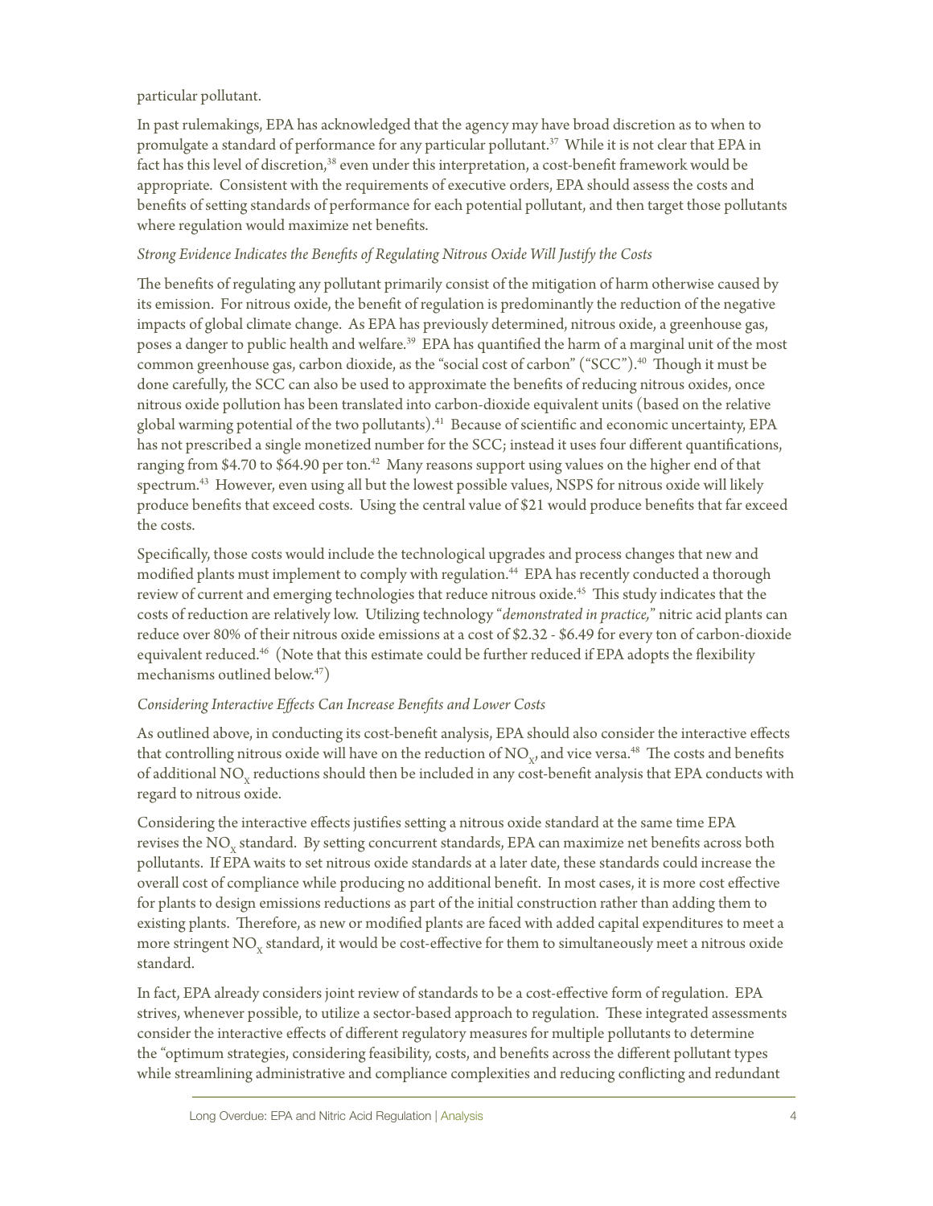particular pollutant.

In past rulemakings, EPA has acknowledged that the agency may have broad discretion as to when to promulgate a standard of performance for any particular pollutant.[37] While it is not clear that EPA in fact has this level of discretion,[38] even under this interpretation, a cost-benefit framework would be appropriate. Consistent with the requirements of executive orders, EPA should assess the costs and benefits of setting standards of performance for each potential pollutant, and then target those pollutants where regulation would maximize net benefits.

### *Strong Evidence Indicates the Benefits of Regulating Nitrous Oxide Will Justify the Costs*

The benefits of regulating any pollutant primarily consist of the mitigation of harm otherwise caused by its emission. For nitrous oxide, the benefit of regulation is predominantly the reduction of the negative impacts of global climate change. As EPA has previously determined, nitrous oxide, a greenhouse gas, poses a danger to public health and welfare.[39] EPA has quantified the harm of a marginal unit of the most common greenhouse gas, carbon dioxide, as the "social cost of carbon" ("SCC").[40] Though it must be done carefully, the SCC can also be used to approximate the benefits of reducing nitrous oxides, once nitrous oxide pollution has been translated into carbon-dioxide equivalent units (based on the relative global warming potential of the two pollutants).[41] Because of scientific and economic uncertainty, EPA has not prescribed a single monetized number for the SCC; instead it uses four different quantifications, ranging from $4.70 to $64.90 per ton.[42] Many reasons support using values on the higher end of that spectrum.[43] However, even using all but the lowest possible values, NSPS for nitrous oxide will likely produce benefits that exceed costs. Using the central value of $21 would produce benefits that far exceed the costs.

Specifically, those costs would include the technological upgrades and process changes that new and modified plants must implement to comply with regulation.[44] EPA has recently conducted a thorough review of current and emerging technologies that reduce nitrous oxide.[45] This study indicates that the costs of reduction are relatively low. Utilizing technology "*demonstrated in practice,*" nitric acid plants can reduce over 80% of their nitrous oxide emissions at a cost of $2.32 - $6.49 for every ton of carbon-dioxide equivalent reduced.[46] (Note that this estimate could be further reduced if EPA adopts the flexibility mechanisms outlined below.[47])

### *Considering Interactive Effects Can Increase Benefits and Lower Costs*

As outlined above, in conducting its cost-benefit analysis, EPA should also consider the interactive effects that controlling nitrous oxide will have on the reduction of $NO_X$, and vice versa.[48] The costs and benefits of additional $NO_X$ reductions should then be included in any cost-benefit analysis that EPA conducts with regard to nitrous oxide.

Considering the interactive effects justifies setting a nitrous oxide standard at the same time EPA revises the $NO_X$ standard. By setting concurrent standards, EPA can maximize net benefits across both pollutants. If EPA waits to set nitrous oxide standards at a later date, these standards could increase the overall cost of compliance while producing no additional benefit. In most cases, it is more cost effective for plants to design emissions reductions as part of the initial construction rather than adding them to existing plants. Therefore, as new or modified plants are faced with added capital expenditures to meet a more stringent $NO_X$ standard, it would be cost-effective for them to simultaneously meet a nitrous oxide standard.

In fact, EPA already considers joint review of standards to be a cost-effective form of regulation. EPA strives, whenever possible, to utilize a sector-based approach to regulation. These integrated assessments consider the interactive effects of different regulatory measures for multiple pollutants to determine the "optimum strategies, considering feasibility, costs, and benefits across the different pollutant types while streamlining administrative and compliance complexities and reducing conflicting and redundant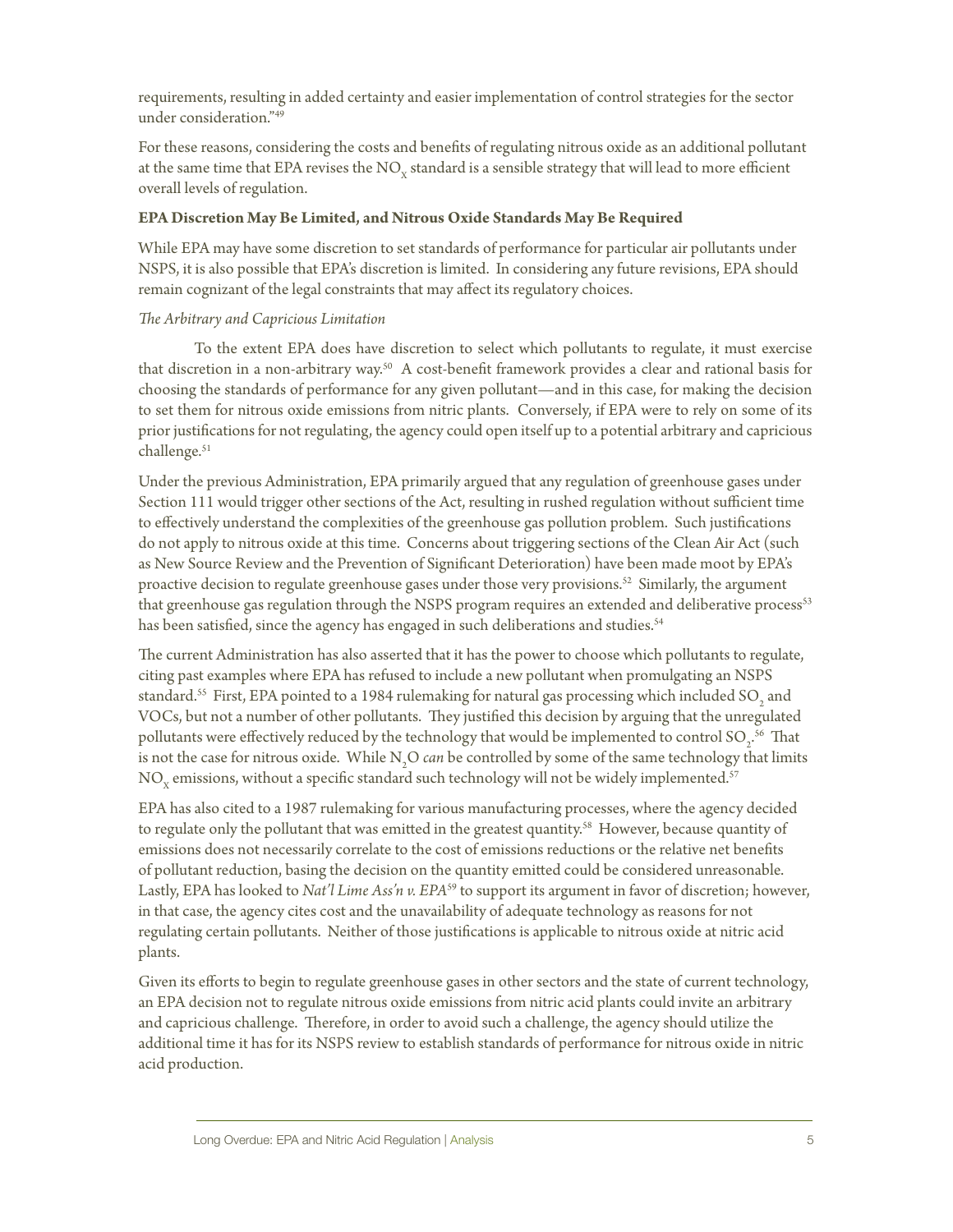requirements, resulting in added certainty and easier implementation of control strategies for the sector under consideration."[49]

For these reasons, considering the costs and benefits of regulating nitrous oxide as an additional pollutant at the same time that EPA revises the $NO_X$ standard is a sensible strategy that will lead to more efficient overall levels of regulation.

### EPA Discretion May Be Limited, and Nitrous Oxide Standards May Be Required

While EPA may have some discretion to set standards of performance for particular air pollutants under NSPS, it is also possible that EPA's discretion is limited. In considering any future revisions, EPA should remain cognizant of the legal constraints that may affect its regulatory choices.

*The Arbitrary and Capricious Limitation*

To the extent EPA does have discretion to select which pollutants to regulate, it must exercise that discretion in a non-arbitrary way.[50] A cost-benefit framework provides a clear and rational basis for choosing the standards of performance for any given pollutant—and in this case, for making the decision to set them for nitrous oxide emissions from nitric plants. Conversely, if EPA were to rely on some of its prior justifications for not regulating, the agency could open itself up to a potential arbitrary and capricious challenge.[51]

Under the previous Administration, EPA primarily argued that any regulation of greenhouse gases under Section 111 would trigger other sections of the Act, resulting in rushed regulation without sufficient time to effectively understand the complexities of the greenhouse gas pollution problem. Such justifications do not apply to nitrous oxide at this time. Concerns about triggering sections of the Clean Air Act (such as New Source Review and the Prevention of Significant Deterioration) have been made moot by EPA's proactive decision to regulate greenhouse gases under those very provisions.[52] Similarly, the argument that greenhouse gas regulation through the NSPS program requires an extended and deliberative process[53] has been satisfied, since the agency has engaged in such deliberations and studies.[54]

The current Administration has also asserted that it has the power to choose which pollutants to regulate, citing past examples where EPA has refused to include a new pollutant when promulgating an NSPS standard.[55] First, EPA pointed to a 1984 rulemaking for natural gas processing which included $SO_2$ and VOCs, but not a number of other pollutants. They justified this decision by arguing that the unregulated pollutants were effectively reduced by the technology that would be implemented to control $SO_2$.[56] That is not the case for nitrous oxide. While $N_2O$ *can* be controlled by some of the same technology that limits $NO_X$ emissions, without a specific standard such technology will not be widely implemented.[57]

EPA has also cited to a 1987 rulemaking for various manufacturing processes, where the agency decided to regulate only the pollutant that was emitted in the greatest quantity.[58] However, because quantity of emissions does not necessarily correlate to the cost of emissions reductions or the relative net benefits of pollutant reduction, basing the decision on the quantity emitted could be considered unreasonable. Lastly, EPA has looked to *Nat'l Lime Ass'n v. EPA*[59] to support its argument in favor of discretion; however, in that case, the agency cites cost and the unavailability of adequate technology as reasons for not regulating certain pollutants. Neither of those justifications is applicable to nitrous oxide at nitric acid plants.

Given its efforts to begin to regulate greenhouse gases in other sectors and the state of current technology, an EPA decision not to regulate nitrous oxide emissions from nitric acid plants could invite an arbitrary and capricious challenge. Therefore, in order to avoid such a challenge, the agency should utilize the additional time it has for its NSPS review to establish standards of performance for nitrous oxide in nitric acid production.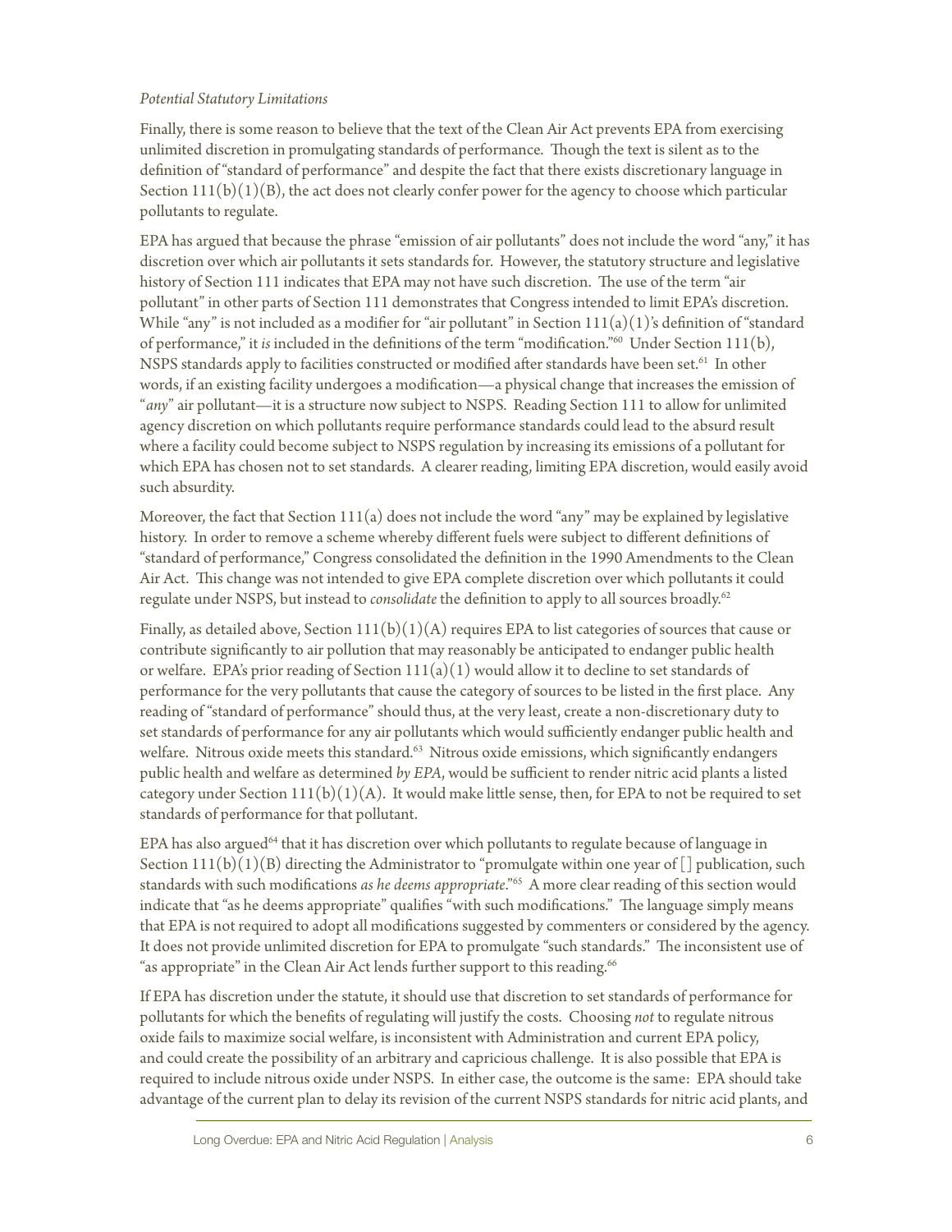*Potential Statutory Limitations*

Finally, there is some reason to believe that the text of the Clean Air Act prevents EPA from exercising unlimited discretion in promulgating standards of performance. Though the text is silent as to the definition of "standard of performance" and despite the fact that there exists discretionary language in Section 111(b)(1)(B), the act does not clearly confer power for the agency to choose which particular pollutants to regulate.

EPA has argued that because the phrase "emission of air pollutants" does not include the word "any," it has discretion over which air pollutants it sets standards for. However, the statutory structure and legislative history of Section 111 indicates that EPA may not have such discretion. The use of the term "air pollutant" in other parts of Section 111 demonstrates that Congress intended to limit EPA's discretion. While "any" is not included as a modifier for "air pollutant" in Section 111(a)(1)'s definition of "standard of performance," it *is* included in the definitions of the term "modification."[60] Under Section 111(b), NSPS standards apply to facilities constructed or modified after standards have been set.[61] In other words, if an existing facility undergoes a modification—a physical change that increases the emission of "*any*" air pollutant—it is a structure now subject to NSPS. Reading Section 111 to allow for unlimited agency discretion on which pollutants require performance standards could lead to the absurd result where a facility could become subject to NSPS regulation by increasing its emissions of a pollutant for which EPA has chosen not to set standards. A clearer reading, limiting EPA discretion, would easily avoid such absurdity.

Moreover, the fact that Section 111(a) does not include the word "any" may be explained by legislative history. In order to remove a scheme whereby different fuels were subject to different definitions of "standard of performance," Congress consolidated the definition in the 1990 Amendments to the Clean Air Act. This change was not intended to give EPA complete discretion over which pollutants it could regulate under NSPS, but instead to *consolidate* the definition to apply to all sources broadly.[62]

Finally, as detailed above, Section 111(b)(1)(A) requires EPA to list categories of sources that cause or contribute significantly to air pollution that may reasonably be anticipated to endanger public health or welfare. EPA's prior reading of Section 111(a)(1) would allow it to decline to set standards of performance for the very pollutants that cause the category of sources to be listed in the first place. Any reading of "standard of performance" should thus, at the very least, create a non-discretionary duty to set standards of performance for any air pollutants which would sufficiently endanger public health and welfare. Nitrous oxide meets this standard.[63] Nitrous oxide emissions, which significantly endangers public health and welfare as determined *by EPA*, would be sufficient to render nitric acid plants a listed category under Section 111(b)(1)(A). It would make little sense, then, for EPA to not be required to set standards of performance for that pollutant.

EPA has also argued[64] that it has discretion over which pollutants to regulate because of language in Section 111(b)(1)(B) directing the Administrator to "promulgate within one year of [] publication, such standards with such modifications *as he deems appropriate*."[65] A more clear reading of this section would indicate that "as he deems appropriate" qualifies "with such modifications." The language simply means that EPA is not required to adopt all modifications suggested by commenters or considered by the agency. It does not provide unlimited discretion for EPA to promulgate "such standards." The inconsistent use of "as appropriate" in the Clean Air Act lends further support to this reading.[66]

If EPA has discretion under the statute, it should use that discretion to set standards of performance for pollutants for which the benefits of regulating will justify the costs. Choosing *not* to regulate nitrous oxide fails to maximize social welfare, is inconsistent with Administration and current EPA policy, and could create the possibility of an arbitrary and capricious challenge. It is also possible that EPA is required to include nitrous oxide under NSPS. In either case, the outcome is the same: EPA should take advantage of the current plan to delay its revision of the current NSPS standards for nitric acid plants, and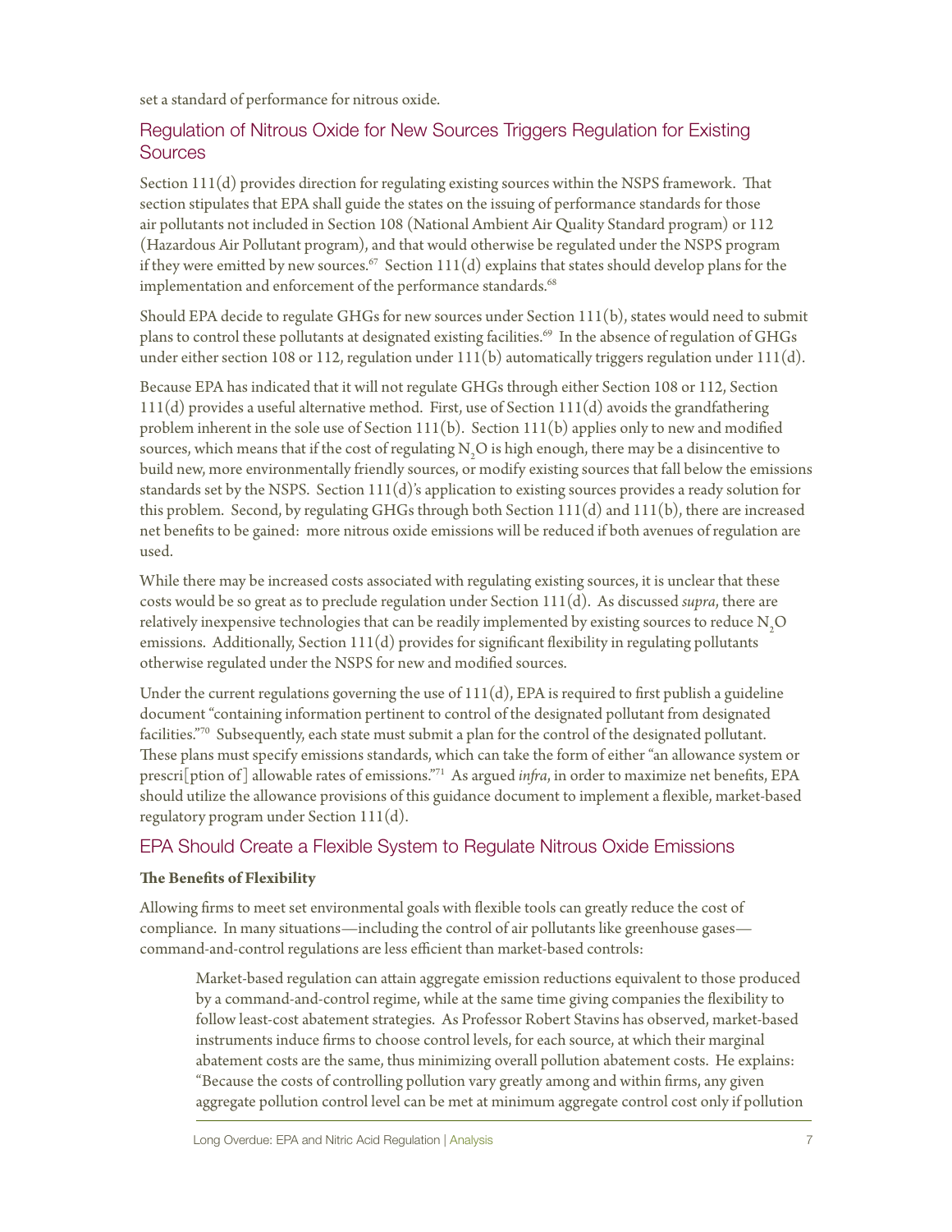set a standard of performance for nitrous oxide.

## Regulation of Nitrous Oxide for New Sources Triggers Regulation for Existing Sources

Section 111(d) provides direction for regulating existing sources within the NSPS framework. That section stipulates that EPA shall guide the states on the issuing of performance standards for those air pollutants not included in Section 108 (National Ambient Air Quality Standard program) or 112 (Hazardous Air Pollutant program), and that would otherwise be regulated under the NSPS program if they were emitted by new sources.[67] Section 111(d) explains that states should develop plans for the implementation and enforcement of the performance standards.[68]

Should EPA decide to regulate GHGs for new sources under Section 111(b), states would need to submit plans to control these pollutants at designated existing facilities.[69] In the absence of regulation of GHGs under either section 108 or 112, regulation under 111(b) automatically triggers regulation under 111(d).

Because EPA has indicated that it will not regulate GHGs through either Section 108 or 112, Section 111(d) provides a useful alternative method. First, use of Section 111(d) avoids the grandfathering problem inherent in the sole use of Section 111(b). Section 111(b) applies only to new and modified sources, which means that if the cost of regulating $N_2O$ is high enough, there may be a disincentive to build new, more environmentally friendly sources, or modify existing sources that fall below the emissions standards set by the NSPS. Section 111(d)'s application to existing sources provides a ready solution for this problem. Second, by regulating GHGs through both Section 111(d) and 111(b), there are increased net benefits to be gained: more nitrous oxide emissions will be reduced if both avenues of regulation are used.

While there may be increased costs associated with regulating existing sources, it is unclear that these costs would be so great as to preclude regulation under Section 111(d). As discussed *supra*, there are relatively inexpensive technologies that can be readily implemented by existing sources to reduce $N_2O$ emissions. Additionally, Section 111(d) provides for significant flexibility in regulating pollutants otherwise regulated under the NSPS for new and modified sources.

Under the current regulations governing the use of 111(d), EPA is required to first publish a guideline document "containing information pertinent to control of the designated pollutant from designated facilities."[70] Subsequently, each state must submit a plan for the control of the designated pollutant. These plans must specify emissions standards, which can take the form of either "an allowance system or prescri[ption of] allowable rates of emissions."[71] As argued *infra*, in order to maximize net benefits, EPA should utilize the allowance provisions of this guidance document to implement a flexible, market-based regulatory program under Section 111(d).

## EPA Should Create a Flexible System to Regulate Nitrous Oxide Emissions

### The Benefits of Flexibility

Allowing firms to meet set environmental goals with flexible tools can greatly reduce the cost of compliance. In many situations—including the control of air pollutants like greenhouse gases—command-and-control regulations are less efficient than market-based controls:

> Market-based regulation can attain aggregate emission reductions equivalent to those produced by a command-and-control regime, while at the same time giving companies the flexibility to follow least-cost abatement strategies. As Professor Robert Stavins has observed, market-based instruments induce firms to choose control levels, for each source, at which their marginal abatement costs are the same, thus minimizing overall pollution abatement costs. He explains: "Because the costs of controlling pollution vary greatly among and within firms, any given aggregate pollution control level can be met at minimum aggregate control cost only if pollution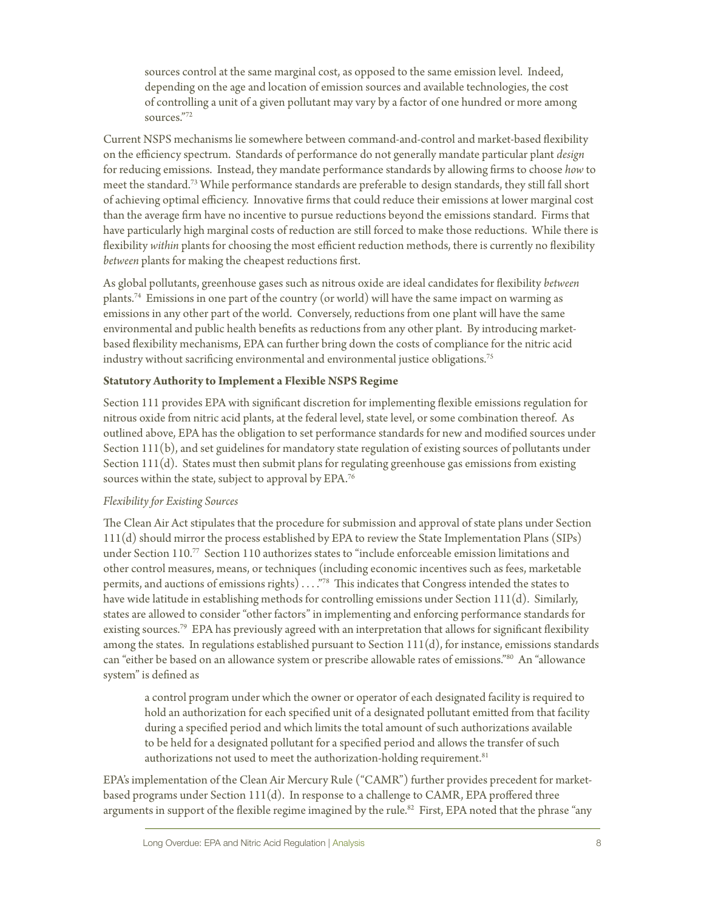sources control at the same marginal cost, as opposed to the same emission level. Indeed, depending on the age and location of emission sources and available technologies, the cost of controlling a unit of a given pollutant may vary by a factor of one hundred or more among sources."[72]

Current NSPS mechanisms lie somewhere between command-and-control and market-based flexibility on the efficiency spectrum. Standards of performance do not generally mandate particular plant *design* for reducing emissions. Instead, they mandate performance standards by allowing firms to choose *how* to meet the standard.[73] While performance standards are preferable to design standards, they still fall short of achieving optimal efficiency. Innovative firms that could reduce their emissions at lower marginal cost than the average firm have no incentive to pursue reductions beyond the emissions standard. Firms that have particularly high marginal costs of reduction are still forced to make those reductions. While there is flexibility *within* plants for choosing the most efficient reduction methods, there is currently no flexibility *between* plants for making the cheapest reductions first.

As global pollutants, greenhouse gases such as nitrous oxide are ideal candidates for flexibility *between* plants.[74] Emissions in one part of the country (or world) will have the same impact on warming as emissions in any other part of the world. Conversely, reductions from one plant will have the same environmental and public health benefits as reductions from any other plant. By introducing market-based flexibility mechanisms, EPA can further bring down the costs of compliance for the nitric acid industry without sacrificing environmental and environmental justice obligations.[75]

**Statutory Authority to Implement a Flexible NSPS Regime**

Section 111 provides EPA with significant discretion for implementing flexible emissions regulation for nitrous oxide from nitric acid plants, at the federal level, state level, or some combination thereof. As outlined above, EPA has the obligation to set performance standards for new and modified sources under Section 111(b), and set guidelines for mandatory state regulation of existing sources of pollutants under Section 111(d). States must then submit plans for regulating greenhouse gas emissions from existing sources within the state, subject to approval by EPA.[76]

*Flexibility for Existing Sources*

The Clean Air Act stipulates that the procedure for submission and approval of state plans under Section 111(d) should mirror the process established by EPA to review the State Implementation Plans (SIPs) under Section 110.[77] Section 110 authorizes states to "include enforceable emission limitations and other control measures, means, or techniques (including economic incentives such as fees, marketable permits, and auctions of emissions rights) . . . ."[78] This indicates that Congress intended the states to have wide latitude in establishing methods for controlling emissions under Section 111(d). Similarly, states are allowed to consider "other factors" in implementing and enforcing performance standards for existing sources.[79] EPA has previously agreed with an interpretation that allows for significant flexibility among the states. In regulations established pursuant to Section 111(d), for instance, emissions standards can "either be based on an allowance system or prescribe allowable rates of emissions."[80] An "allowance system" is defined as

> a control program under which the owner or operator of each designated facility is required to hold an authorization for each specified unit of a designated pollutant emitted from that facility during a specified period and which limits the total amount of such authorizations available to be held for a designated pollutant for a specified period and allows the transfer of such authorizations not used to meet the authorization-holding requirement.[81]

EPA's implementation of the Clean Air Mercury Rule ("CAMR") further provides precedent for market-based programs under Section 111(d). In response to a challenge to CAMR, EPA proffered three arguments in support of the flexible regime imagined by the rule.[82] First, EPA noted that the phrase "any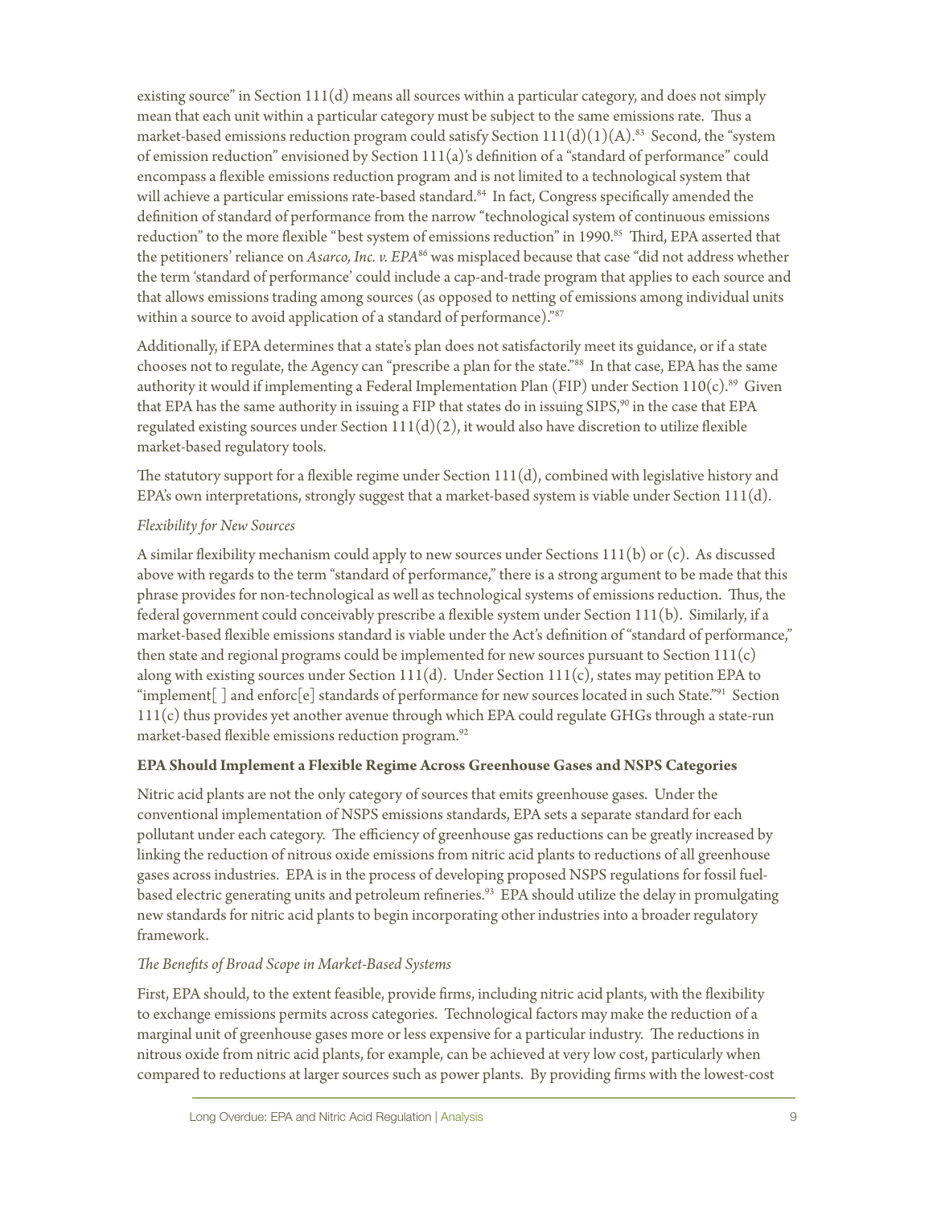existing source" in Section 111(d) means all sources within a particular category, and does not simply mean that each unit within a particular category must be subject to the same emissions rate. Thus a market-based emissions reduction program could satisfy Section 111(d)(1)(A).[83] Second, the "system of emission reduction" envisioned by Section 111(a)'s definition of a "standard of performance" could encompass a flexible emissions reduction program and is not limited to a technological system that will achieve a particular emissions rate-based standard.[84] In fact, Congress specifically amended the definition of standard of performance from the narrow "technological system of continuous emissions reduction" to the more flexible "best system of emissions reduction" in 1990.[85] Third, EPA asserted that the petitioners' reliance on *Asarco, Inc. v. EPA*[86] was misplaced because that case "did not address whether the term 'standard of performance' could include a cap-and-trade program that applies to each source and that allows emissions trading among sources (as opposed to netting of emissions among individual units within a source to avoid application of a standard of performance)."[87]

Additionally, if EPA determines that a state's plan does not satisfactorily meet its guidance, or if a state chooses not to regulate, the Agency can "prescribe a plan for the state."[88] In that case, EPA has the same authority it would if implementing a Federal Implementation Plan (FIP) under Section 110(c).[89] Given that EPA has the same authority in issuing a FIP that states do in issuing SIPS,[90] in the case that EPA regulated existing sources under Section 111(d)(2), it would also have discretion to utilize flexible market-based regulatory tools.

The statutory support for a flexible regime under Section 111(d), combined with legislative history and EPA's own interpretations, strongly suggest that a market-based system is viable under Section 111(d).

*Flexibility for New Sources*

A similar flexibility mechanism could apply to new sources under Sections 111(b) or (c). As discussed above with regards to the term "standard of performance," there is a strong argument to be made that this phrase provides for non-technological as well as technological systems of emissions reduction. Thus, the federal government could conceivably prescribe a flexible system under Section 111(b). Similarly, if a market-based flexible emissions standard is viable under the Act's definition of "standard of performance," then state and regional programs could be implemented for new sources pursuant to Section 111(c) along with existing sources under Section 111(d). Under Section 111(c), states may petition EPA to "implement[ ] and enforc[e] standards of performance for new sources located in such State."[91] Section 111(c) thus provides yet another avenue through which EPA could regulate GHGs through a state-run market-based flexible emissions reduction program.[92]

**EPA Should Implement a Flexible Regime Across Greenhouse Gases and NSPS Categories**

Nitric acid plants are not the only category of sources that emits greenhouse gases. Under the conventional implementation of NSPS emissions standards, EPA sets a separate standard for each pollutant under each category. The efficiency of greenhouse gas reductions can be greatly increased by linking the reduction of nitrous oxide emissions from nitric acid plants to reductions of all greenhouse gases across industries. EPA is in the process of developing proposed NSPS regulations for fossil fuel-based electric generating units and petroleum refineries.[93] EPA should utilize the delay in promulgating new standards for nitric acid plants to begin incorporating other industries into a broader regulatory framework.

*The Benefits of Broad Scope in Market-Based Systems*

First, EPA should, to the extent feasible, provide firms, including nitric acid plants, with the flexibility to exchange emissions permits across categories. Technological factors may make the reduction of a marginal unit of greenhouse gases more or less expensive for a particular industry. The reductions in nitrous oxide from nitric acid plants, for example, can be achieved at very low cost, particularly when compared to reductions at larger sources such as power plants. By providing firms with the lowest-cost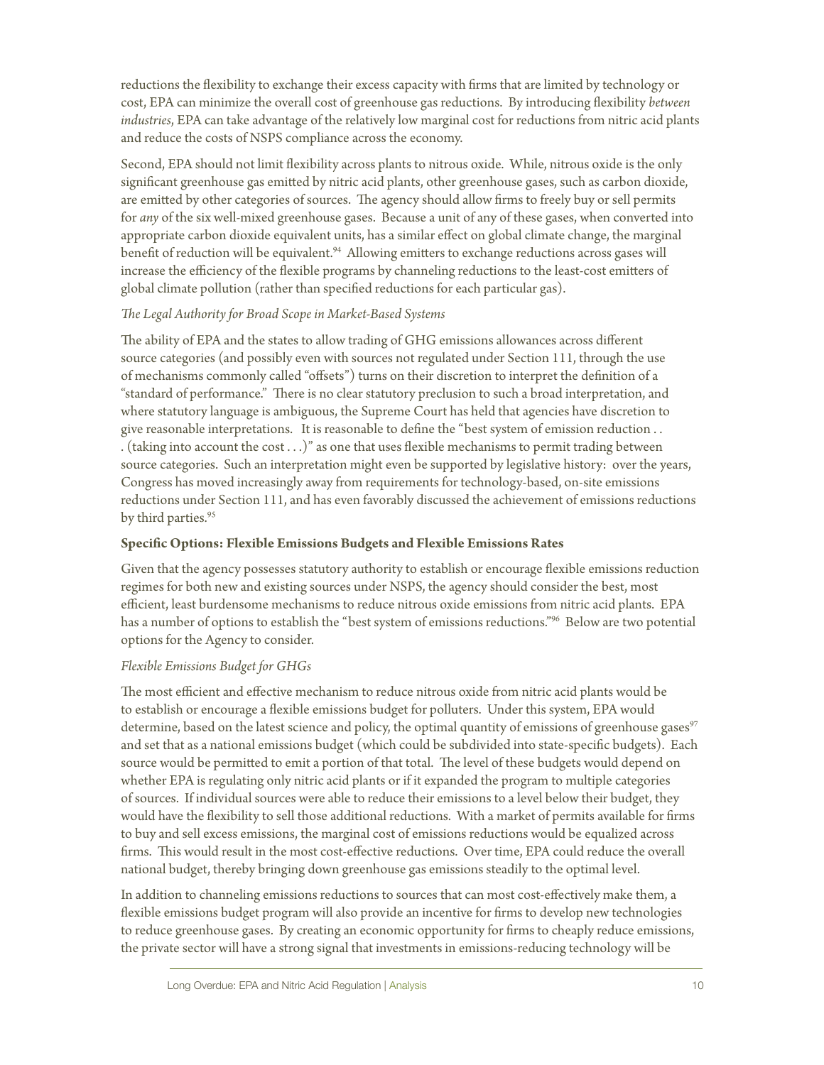reductions the flexibility to exchange their excess capacity with firms that are limited by technology or cost, EPA can minimize the overall cost of greenhouse gas reductions. By introducing flexibility *between industries*, EPA can take advantage of the relatively low marginal cost for reductions from nitric acid plants and reduce the costs of NSPS compliance across the economy.

Second, EPA should not limit flexibility across plants to nitrous oxide. While, nitrous oxide is the only significant greenhouse gas emitted by nitric acid plants, other greenhouse gases, such as carbon dioxide, are emitted by other categories of sources. The agency should allow firms to freely buy or sell permits for *any* of the six well-mixed greenhouse gases. Because a unit of any of these gases, when converted into appropriate carbon dioxide equivalent units, has a similar effect on global climate change, the marginal benefit of reduction will be equivalent.[94] Allowing emitters to exchange reductions across gases will increase the efficiency of the flexible programs by channeling reductions to the least-cost emitters of global climate pollution (rather than specified reductions for each particular gas).

*The Legal Authority for Broad Scope in Market-Based Systems*

The ability of EPA and the states to allow trading of GHG emissions allowances across different source categories (and possibly even with sources not regulated under Section 111, through the use of mechanisms commonly called "offsets") turns on their discretion to interpret the definition of a "standard of performance." There is no clear statutory preclusion to such a broad interpretation, and where statutory language is ambiguous, the Supreme Court has held that agencies have discretion to give reasonable interpretations. It is reasonable to define the "best system of emission reduction . . . (taking into account the cost . . .)" as one that uses flexible mechanisms to permit trading between source categories. Such an interpretation might even be supported by legislative history: over the years, Congress has moved increasingly away from requirements for technology-based, on-site emissions reductions under Section 111, and has even favorably discussed the achievement of emissions reductions by third parties.[95]

**Specific Options: Flexible Emissions Budgets and Flexible Emissions Rates**

Given that the agency possesses statutory authority to establish or encourage flexible emissions reduction regimes for both new and existing sources under NSPS, the agency should consider the best, most efficient, least burdensome mechanisms to reduce nitrous oxide emissions from nitric acid plants. EPA has a number of options to establish the "best system of emissions reductions."[96] Below are two potential options for the Agency to consider.

*Flexible Emissions Budget for GHGs*

The most efficient and effective mechanism to reduce nitrous oxide from nitric acid plants would be to establish or encourage a flexible emissions budget for polluters. Under this system, EPA would determine, based on the latest science and policy, the optimal quantity of emissions of greenhouse gases[97] and set that as a national emissions budget (which could be subdivided into state-specific budgets). Each source would be permitted to emit a portion of that total. The level of these budgets would depend on whether EPA is regulating only nitric acid plants or if it expanded the program to multiple categories of sources. If individual sources were able to reduce their emissions to a level below their budget, they would have the flexibility to sell those additional reductions. With a market of permits available for firms to buy and sell excess emissions, the marginal cost of emissions reductions would be equalized across firms. This would result in the most cost-effective reductions. Over time, EPA could reduce the overall national budget, thereby bringing down greenhouse gas emissions steadily to the optimal level.

In addition to channeling emissions reductions to sources that can most cost-effectively make them, a flexible emissions budget program will also provide an incentive for firms to develop new technologies to reduce greenhouse gases. By creating an economic opportunity for firms to cheaply reduce emissions, the private sector will have a strong signal that investments in emissions-reducing technology will be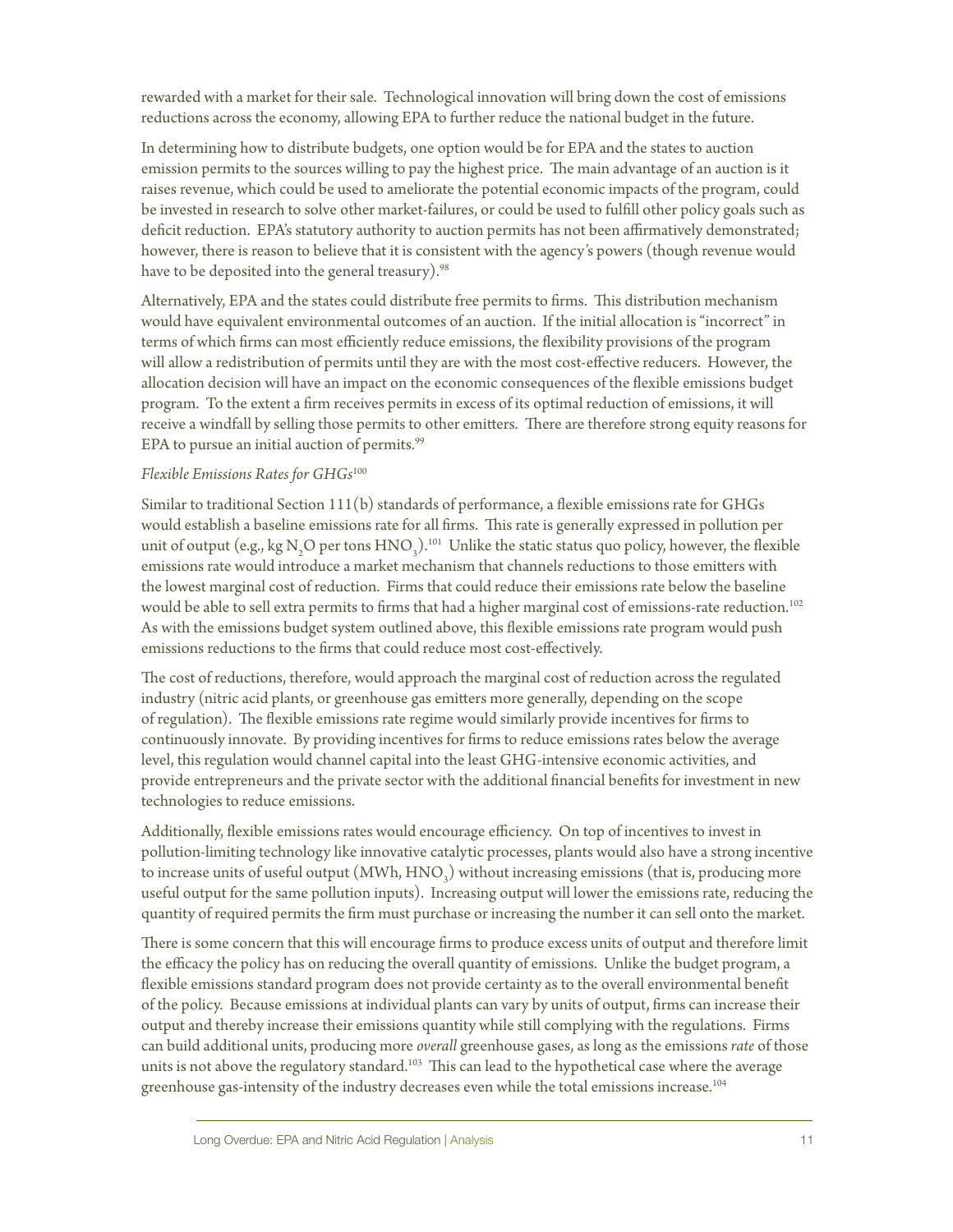rewarded with a market for their sale. Technological innovation will bring down the cost of emissions reductions across the economy, allowing EPA to further reduce the national budget in the future.

In determining how to distribute budgets, one option would be for EPA and the states to auction emission permits to the sources willing to pay the highest price. The main advantage of an auction is it raises revenue, which could be used to ameliorate the potential economic impacts of the program, could be invested in research to solve other market-failures, or could be used to fulfill other policy goals such as deficit reduction. EPA's statutory authority to auction permits has not been affirmatively demonstrated; however, there is reason to believe that it is consistent with the agency's powers (though revenue would have to be deposited into the general treasury).[98]

Alternatively, EPA and the states could distribute free permits to firms. This distribution mechanism would have equivalent environmental outcomes of an auction. If the initial allocation is "incorrect" in terms of which firms can most efficiently reduce emissions, the flexibility provisions of the program will allow a redistribution of permits until they are with the most cost-effective reducers. However, the allocation decision will have an impact on the economic consequences of the flexible emissions budget program. To the extent a firm receives permits in excess of its optimal reduction of emissions, it will receive a windfall by selling those permits to other emitters. There are therefore strong equity reasons for EPA to pursue an initial auction of permits.[99]

*Flexible Emissions Rates for GHGs*[100]

Similar to traditional Section 111(b) standards of performance, a flexible emissions rate for GHGs would establish a baseline emissions rate for all firms. This rate is generally expressed in pollution per unit of output (e.g., kg $N_2O$ per tons $HNO_3$).[101] Unlike the static status quo policy, however, the flexible emissions rate would introduce a market mechanism that channels reductions to those emitters with the lowest marginal cost of reduction. Firms that could reduce their emissions rate below the baseline would be able to sell extra permits to firms that had a higher marginal cost of emissions-rate reduction.[102] As with the emissions budget system outlined above, this flexible emissions rate program would push emissions reductions to the firms that could reduce most cost-effectively.

The cost of reductions, therefore, would approach the marginal cost of reduction across the regulated industry (nitric acid plants, or greenhouse gas emitters more generally, depending on the scope of regulation). The flexible emissions rate regime would similarly provide incentives for firms to continuously innovate. By providing incentives for firms to reduce emissions rates below the average level, this regulation would channel capital into the least GHG-intensive economic activities, and provide entrepreneurs and the private sector with the additional financial benefits for investment in new technologies to reduce emissions.

Additionally, flexible emissions rates would encourage efficiency. On top of incentives to invest in pollution-limiting technology like innovative catalytic processes, plants would also have a strong incentive to increase units of useful output (MWh, $HNO_3$) without increasing emissions (that is, producing more useful output for the same pollution inputs). Increasing output will lower the emissions rate, reducing the quantity of required permits the firm must purchase or increasing the number it can sell onto the market.

There is some concern that this will encourage firms to produce excess units of output and therefore limit the efficacy the policy has on reducing the overall quantity of emissions. Unlike the budget program, a flexible emissions standard program does not provide certainty as to the overall environmental benefit of the policy. Because emissions at individual plants can vary by units of output, firms can increase their output and thereby increase their emissions quantity while still complying with the regulations. Firms can build additional units, producing more *overall* greenhouse gases, as long as the emissions *rate* of those units is not above the regulatory standard.[103] This can lead to the hypothetical case where the average greenhouse gas-intensity of the industry decreases even while the total emissions increase.[104]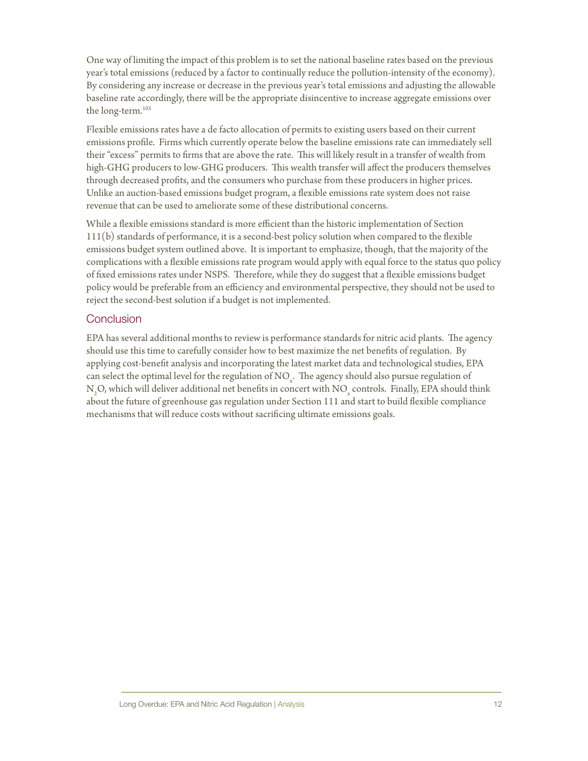One way of limiting the impact of this problem is to set the national baseline rates based on the previous year's total emissions (reduced by a factor to continually reduce the pollution-intensity of the economy). By considering any increase or decrease in the previous year's total emissions and adjusting the allowable baseline rate accordingly, there will be the appropriate disincentive to increase aggregate emissions over the long-term.[105]

Flexible emissions rates have a de facto allocation of permits to existing users based on their current emissions profile. Firms which currently operate below the baseline emissions rate can immediately sell their "excess" permits to firms that are above the rate. This will likely result in a transfer of wealth from high-GHG producers to low-GHG producers. This wealth transfer will affect the producers themselves through decreased profits, and the consumers who purchase from these producers in higher prices. Unlike an auction-based emissions budget program, a flexible emissions rate system does not raise revenue that can be used to ameliorate some of these distributional concerns.

While a flexible emissions standard is more efficient than the historic implementation of Section 111(b) standards of performance, it is a second-best policy solution when compared to the flexible emissions budget system outlined above. It is important to emphasize, though, that the majority of the complications with a flexible emissions rate program would apply with equal force to the status quo policy of fixed emissions rates under NSPS. Therefore, while they do suggest that a flexible emissions budget policy would be preferable from an efficiency and environmental perspective, they should not be used to reject the second-best solution if a budget is not implemented.

## Conclusion

EPA has several additional months to review is performance standards for nitric acid plants. The agency should use this time to carefully consider how to best maximize the net benefits of regulation. By applying cost-benefit analysis and incorporating the latest market data and technological studies, EPA can select the optimal level for the regulation of $NO_x$. The agency should also pursue regulation of $N_2O$, which will deliver additional net benefits in concert with $NO_x$ controls. Finally, EPA should think about the future of greenhouse gas regulation under Section 111 and start to build flexible compliance mechanisms that will reduce costs without sacrificing ultimate emissions goals.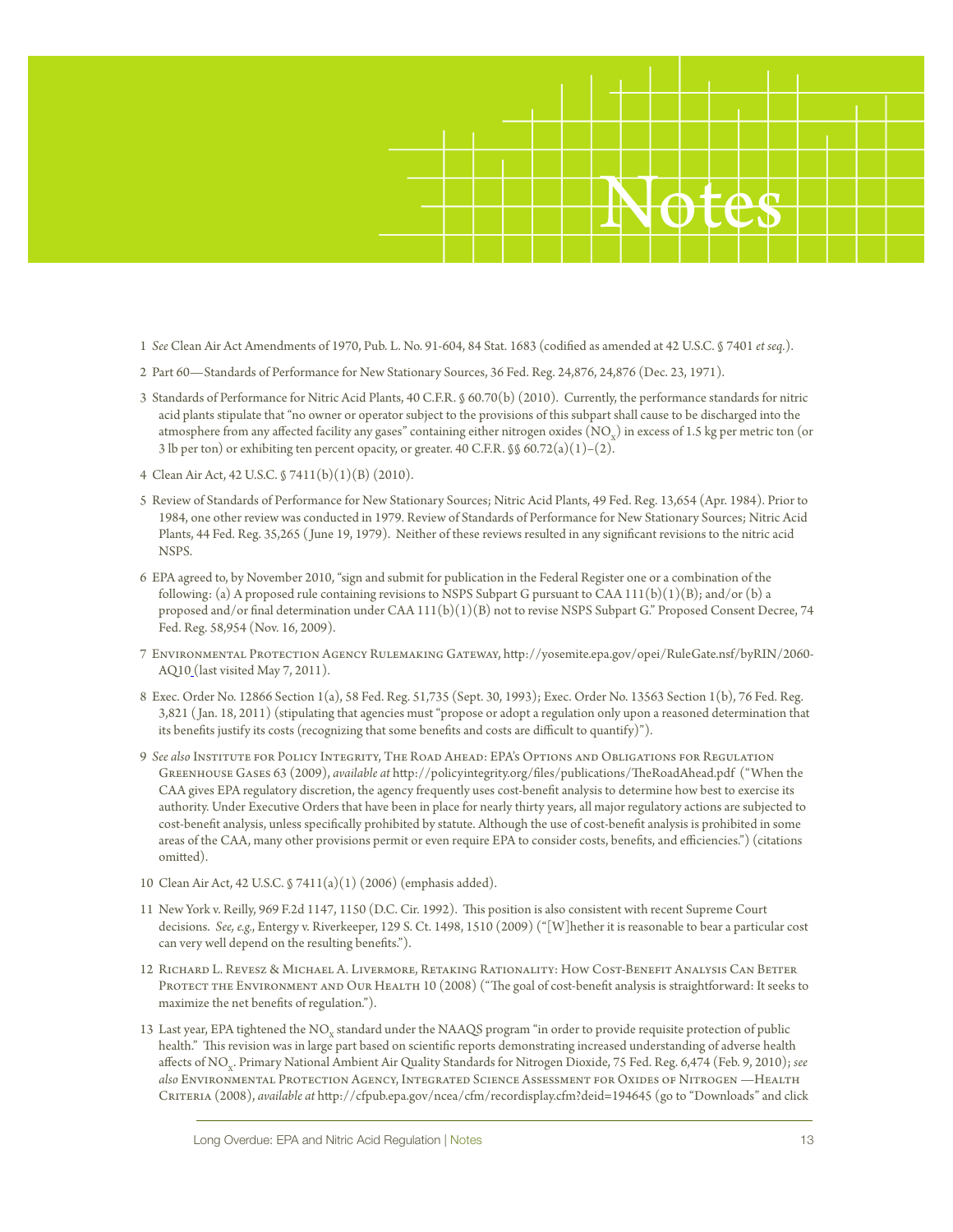# Notes

1 *See* Clean Air Act Amendments of 1970, Pub. L. No. 91-604, 84 Stat. 1683 (codified as amended at 42 U.S.C. § 7401 *et seq.*).

2 Part 60—Standards of Performance for New Stationary Sources, 36 Fed. Reg. 24,876, 24,876 (Dec. 23, 1971).

3 Standards of Performance for Nitric Acid Plants, 40 C.F.R. § 60.70(b) (2010). Currently, the performance standards for nitric acid plants stipulate that "no owner or operator subject to the provisions of this subpart shall cause to be discharged into the atmosphere from any affected facility any gases" containing either nitrogen oxides ($NO_x$) in excess of 1.5 kg per metric ton (or 3 lb per ton) or exhibiting ten percent opacity, or greater. 40 C.F.R. §§ 60.72(a)(1)–(2).

4 Clean Air Act, 42 U.S.C. § 7411(b)(1)(B) (2010).

5 Review of Standards of Performance for New Stationary Sources; Nitric Acid Plants, 49 Fed. Reg. 13,654 (Apr. 1984). Prior to 1984, one other review was conducted in 1979. Review of Standards of Performance for New Stationary Sources; Nitric Acid Plants, 44 Fed. Reg. 35,265 (June 19, 1979). Neither of these reviews resulted in any significant revisions to the nitric acid NSPS.

6 EPA agreed to, by November 2010, "sign and submit for publication in the Federal Register one or a combination of the following: (a) A proposed rule containing revisions to NSPS Subpart G pursuant to CAA 111(b)(1)(B); and/or (b) a proposed and/or final determination under CAA 111(b)(1)(B) not to revise NSPS Subpart G." Proposed Consent Decree, 74 Fed. Reg. 58,954 (Nov. 16, 2009).

7 Environmental Protection Agency Rulemaking Gateway, http://yosemite.epa.gov/opei/RuleGate.nsf/byRIN/2060-AQ10 (last visited May 7, 2011).

8 Exec. Order No. 12866 Section 1(a), 58 Fed. Reg. 51,735 (Sept. 30, 1993); Exec. Order No. 13563 Section 1(b), 76 Fed. Reg. 3,821 (Jan. 18, 2011) (stipulating that agencies must "propose or adopt a regulation only upon a reasoned determination that its benefits justify its costs (recognizing that some benefits and costs are difficult to quantify)").

9 *See also* Institute for Policy Integrity, The Road Ahead: EPA's Options and Obligations for Regulation Greenhouse Gases 63 (2009), *available at* http://policyintegrity.org/files/publications/TheRoadAhead.pdf ("When the CAA gives EPA regulatory discretion, the agency frequently uses cost-benefit analysis to determine how best to exercise its authority. Under Executive Orders that have been in place for nearly thirty years, all major regulatory actions are subjected to cost-benefit analysis, unless specifically prohibited by statute. Although the use of cost-benefit analysis is prohibited in some areas of the CAA, many other provisions permit or even require EPA to consider costs, benefits, and efficiencies.") (citations omitted).

10 Clean Air Act, 42 U.S.C. § 7411(a)(1) (2006) (emphasis added).

11 New York v. Reilly, 969 F.2d 1147, 1150 (D.C. Cir. 1992). This position is also consistent with recent Supreme Court decisions. *See, e.g.*, Entergy v. Riverkeeper, 129 S. Ct. 1498, 1510 (2009) ("[W]hether it is reasonable to bear a particular cost can very well depend on the resulting benefits.").

12 Richard L. Revesz & Michael A. Livermore, Retaking Rationality: How Cost-Benefit Analysis Can Better Protect the Environment and Our Health 10 (2008) ("The goal of cost-benefit analysis is straightforward: It seeks to maximize the net benefits of regulation.").

13 Last year, EPA tightened the $NO_x$ standard under the NAAQS program "in order to provide requisite protection of public health." This revision was in large part based on scientific reports demonstrating increased understanding of adverse health affects of $NO_x$. Primary National Ambient Air Quality Standards for Nitrogen Dioxide, 75 Fed. Reg. 6,474 (Feb. 9, 2010); *see also* Environmental Protection Agency, Integrated Science Assessment for Oxides of Nitrogen —Health Criteria (2008), *available at* http://cfpub.epa.gov/ncea/cfm/recordisplay.cfm?deid=194645 (go to "Downloads" and click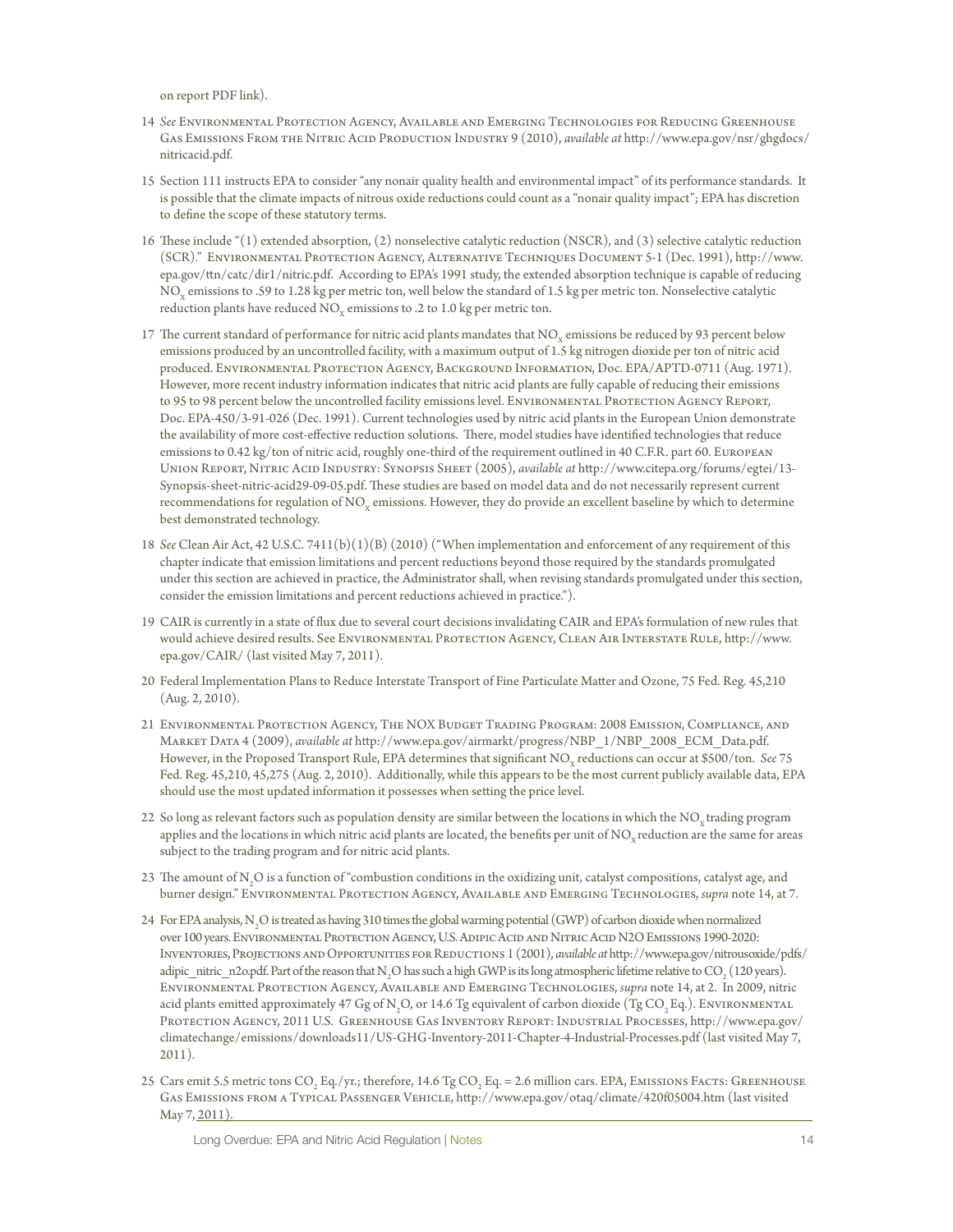on report PDF link).

14 *See* Environmental Protection Agency, Available and Emerging Technologies for Reducing Greenhouse Gas Emissions From the Nitric Acid Production Industry 9 (2010), *available at* http://www.epa.gov/nsr/ghgdocs/nitricacid.pdf.

15 Section 111 instructs EPA to consider "any nonair quality health and environmental impact" of its performance standards. It is possible that the climate impacts of nitrous oxide reductions could count as a "nonair quality impact"; EPA has discretion to define the scope of these statutory terms.

16 These include "(1) extended absorption, (2) nonselective catalytic reduction (NSCR), and (3) selective catalytic reduction (SCR)." Environmental Protection Agency, Alternative Techniques Document 5-1 (Dec. 1991), http://www.epa.gov/ttn/catc/dir1/nitric.pdf. According to EPA's 1991 study, the extended absorption technique is capable of reducing $NO_x$ emissions to .59 to 1.28 kg per metric ton, well below the standard of 1.5 kg per metric ton. Nonselective catalytic reduction plants have reduced $NO_x$ emissions to .2 to 1.0 kg per metric ton.

17 The current standard of performance for nitric acid plants mandates that $NO_x$ emissions be reduced by 93 percent below emissions produced by an uncontrolled facility, with a maximum output of 1.5 kg nitrogen dioxide per ton of nitric acid produced. Environmental Protection Agency, Background Information, Doc. EPA/APTD-0711 (Aug. 1971). However, more recent industry information indicates that nitric acid plants are fully capable of reducing their emissions to 95 to 98 percent below the uncontrolled facility emissions level. Environmental Protection Agency Report, Doc. EPA-450/3-91-026 (Dec. 1991). Current technologies used by nitric acid plants in the European Union demonstrate the availability of more cost-effective reduction solutions. There, model studies have identified technologies that reduce emissions to 0.42 kg/ton of nitric acid, roughly one-third of the requirement outlined in 40 C.F.R. part 60. European Union Report, Nitric Acid Industry: Synopsis Sheet (2005), *available at* http://www.citepa.org/forums/egtei/13-Synopsis-sheet-nitric-acid29-09-05.pdf. These studies are based on model data and do not necessarily represent current recommendations for regulation of $NO_x$ emissions. However, they do provide an excellent baseline by which to determine best demonstrated technology.

18 *See* Clean Air Act, 42 U.S.C. 7411(b)(1)(B) (2010) ("When implementation and enforcement of any requirement of this chapter indicate that emission limitations and percent reductions beyond those required by the standards promulgated under this section are achieved in practice, the Administrator shall, when revising standards promulgated under this section, consider the emission limitations and percent reductions achieved in practice.").

19 CAIR is currently in a state of flux due to several court decisions invalidating CAIR and EPA's formulation of new rules that would achieve desired results. See Environmental Protection Agency, Clean Air Interstate Rule, http://www.epa.gov/CAIR/ (last visited May 7, 2011).

20 Federal Implementation Plans to Reduce Interstate Transport of Fine Particulate Matter and Ozone, 75 Fed. Reg. 45,210 (Aug. 2, 2010).

21 Environmental Protection Agency, The NOX Budget Trading Program: 2008 Emission, Compliance, and Market Data 4 (2009), *available at* http://www.epa.gov/airmarkt/progress/NBP_1/NBP_2008_ECM_Data.pdf. However, in the Proposed Transport Rule, EPA determines that significant $NO_x$ reductions can occur at \$500/ton. *See* 75 Fed. Reg. 45,210, 45,275 (Aug. 2, 2010). Additionally, while this appears to be the most current publicly available data, EPA should use the most updated information it possesses when setting the price level.

22 So long as relevant factors such as population density are similar between the locations in which the $NO_x$ trading program applies and the locations in which nitric acid plants are located, the benefits per unit of $NO_x$ reduction are the same for areas subject to the trading program and for nitric acid plants.

23 The amount of $N_2O$ is a function of "combustion conditions in the oxidizing unit, catalyst compositions, catalyst age, and burner design." Environmental Protection Agency, Available and Emerging Technologies, *supra* note 14, at 7.

24 For EPA analysis, $N_2O$ is treated as having 310 times the global warming potential (GWP) of carbon dioxide when normalized over 100 years. Environmental Protection Agency, U.S. Adipic Acid and Nitric Acid N2O Emissions 1990-2020: Inventories, Projections and Opportunities for Reductions 1 (2001), *available at* http://www.epa.gov/nitrousoxide/pdfs/adipic_nitric_n2o.pdf. Part of the reason that $N_2O$ has such a high GWP is its long atmospheric lifetime relative to $CO_2$ (120 years). Environmental Protection Agency, Available and Emerging Technologies, *supra* note 14, at 2. In 2009, nitric acid plants emitted approximately 47 Gg of $N_2O$, or 14.6 Tg equivalent of carbon dioxide (Tg $CO_2$ Eq.). Environmental Protection Agency, 2011 U.S. Greenhouse Gas Inventory Report: Industrial Processes, http://www.epa.gov/climatechange/emissions/downloads11/US-GHG-Inventory-2011-Chapter-4-Industrial-Processes.pdf (last visited May 7, 2011).

25 Cars emit 5.5 metric tons $CO_2$ Eq./yr.; therefore, 14.6 Tg $CO_2$ Eq. = 2.6 million cars. EPA, Emissions Facts: Greenhouse Gas Emissions from a Typical Passenger Vehicle, http://www.epa.gov/otaq/climate/420f05004.htm (last visited May 7, 2011).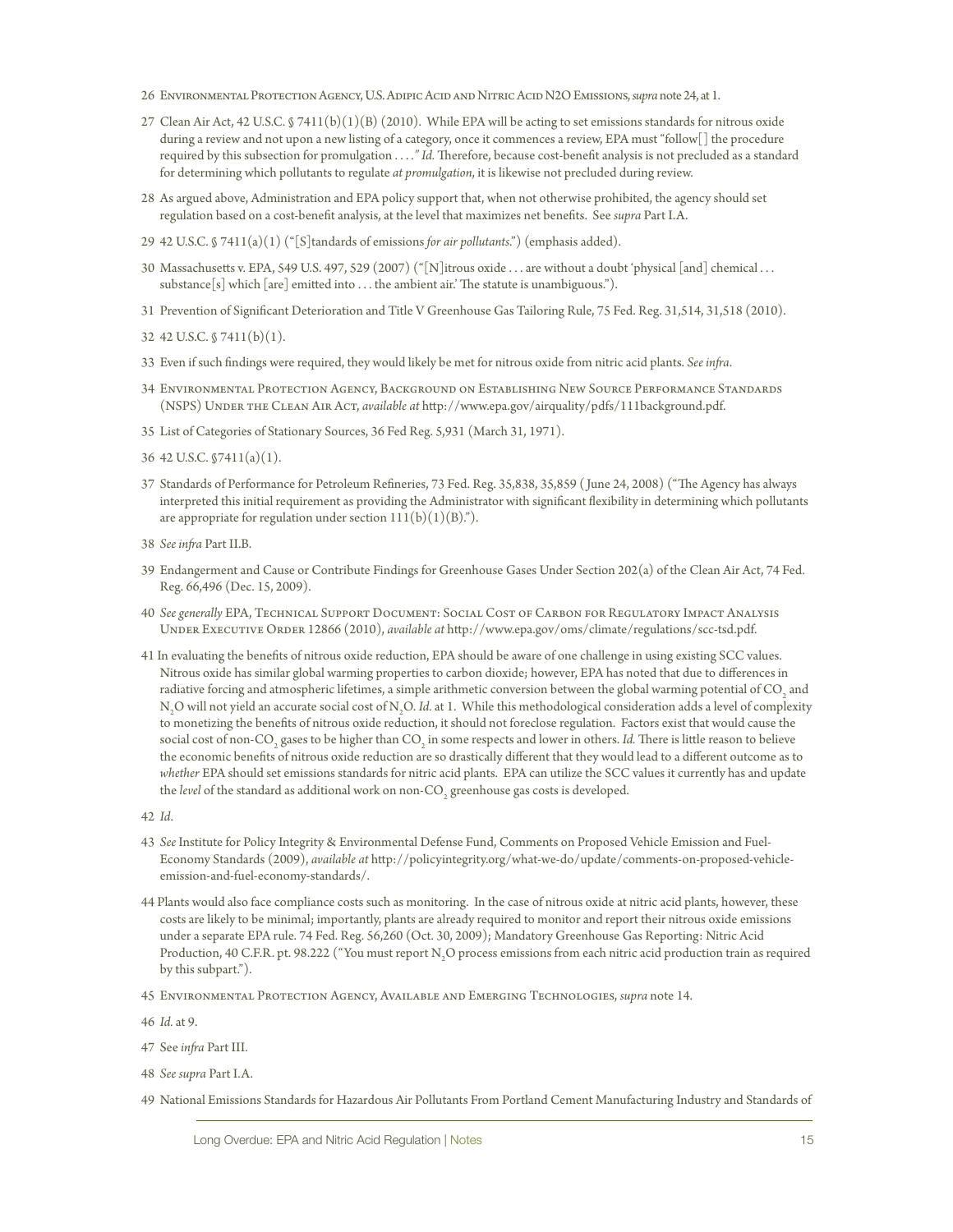26 Environmental Protection Agency, U.S. Adipic Acid and Nitric Acid N2O Emissions, *supra* note 24, at 1.

27 Clean Air Act, 42 U.S.C. § 7411(b)(1)(B) (2010). While EPA will be acting to set emissions standards for nitrous oxide during a review and not upon a new listing of a category, once it commences a review, EPA must "follow[] the procedure required by this subsection for promulgation . . . ." *Id.* Therefore, because cost-benefit analysis is not precluded as a standard for determining which pollutants to regulate *at promulgation*, it is likewise not precluded during review.

28 As argued above, Administration and EPA policy support that, when not otherwise prohibited, the agency should set regulation based on a cost-benefit analysis, at the level that maximizes net benefits. See *supra* Part I.A.

29 42 U.S.C. § 7411(a)(1) ("[S]tandards of emissions *for air pollutants*.") (emphasis added).

30 Massachusetts v. EPA, 549 U.S. 497, 529 (2007) ("[N]itrous oxide . . . are without a doubt 'physical [and] chemical . . . substance[s] which [are] emitted into . . . the ambient air.' The statute is unambiguous.").

31 Prevention of Significant Deterioration and Title V Greenhouse Gas Tailoring Rule, 75 Fed. Reg. 31,514, 31,518 (2010).

32 42 U.S.C. § 7411(b)(1).

33 Even if such findings were required, they would likely be met for nitrous oxide from nitric acid plants. *See infra*.

34 Environmental Protection Agency, Background on Establishing New Source Performance Standards (NSPS) Under the Clean Air Act, *available at* http://www.epa.gov/airquality/pdfs/111background.pdf.

35 List of Categories of Stationary Sources, 36 Fed Reg. 5,931 (March 31, 1971).

36 42 U.S.C. §7411(a)(1).

37 Standards of Performance for Petroleum Refineries, 73 Fed. Reg. 35,838, 35,859 ( June 24, 2008) ("The Agency has always interpreted this initial requirement as providing the Administrator with significant flexibility in determining which pollutants are appropriate for regulation under section 111(b)(1)(B).").

38 *See infra* Part II.B.

39 Endangerment and Cause or Contribute Findings for Greenhouse Gases Under Section 202(a) of the Clean Air Act, 74 Fed. Reg. 66,496 (Dec. 15, 2009).

40 *See generally* EPA, Technical Support Document: Social Cost of Carbon for Regulatory Impact Analysis Under Executive Order 12866 (2010), *available at* http://www.epa.gov/oms/climate/regulations/scc-tsd.pdf.

41 In evaluating the benefits of nitrous oxide reduction, EPA should be aware of one challenge in using existing SCC values. Nitrous oxide has similar global warming properties to carbon dioxide; however, EPA has noted that due to differences in radiative forcing and atmospheric lifetimes, a simple arithmetic conversion between the global warming potential of $CO_2$ and $N_2O$ will not yield an accurate social cost of $N_2O$. *Id.* at 1. While this methodological consideration adds a level of complexity to monetizing the benefits of nitrous oxide reduction, it should not foreclose regulation. Factors exist that would cause the social cost of non-$CO_2$ gases to be higher than $CO_2$ in some respects and lower in others. *Id.* There is little reason to believe the economic benefits of nitrous oxide reduction are so drastically different that they would lead to a different outcome as to *whether* EPA should set emissions standards for nitric acid plants. EPA can utilize the SCC values it currently has and update the *level* of the standard as additional work on non-$CO_2$ greenhouse gas costs is developed.

42 *Id*.

43 *See* Institute for Policy Integrity & Environmental Defense Fund, Comments on Proposed Vehicle Emission and Fuel-Economy Standards (2009), *available at* http://policyintegrity.org/what-we-do/update/comments-on-proposed-vehicle-emission-and-fuel-economy-standards/.

44 Plants would also face compliance costs such as monitoring. In the case of nitrous oxide at nitric acid plants, however, these costs are likely to be minimal; importantly, plants are already required to monitor and report their nitrous oxide emissions under a separate EPA rule. 74 Fed. Reg. 56,260 (Oct. 30, 2009); Mandatory Greenhouse Gas Reporting: Nitric Acid Production, 40 C.F.R. pt. 98.222 ("You must report $N_2O$ process emissions from each nitric acid production train as required by this subpart.").

45 Environmental Protection Agency, Available and Emerging Technologies, *supra* note 14.

46 *Id*. at 9.

47 See *infra* Part III.

48 *See supra* Part I.A.

49 National Emissions Standards for Hazardous Air Pollutants From Portland Cement Manufacturing Industry and Standards of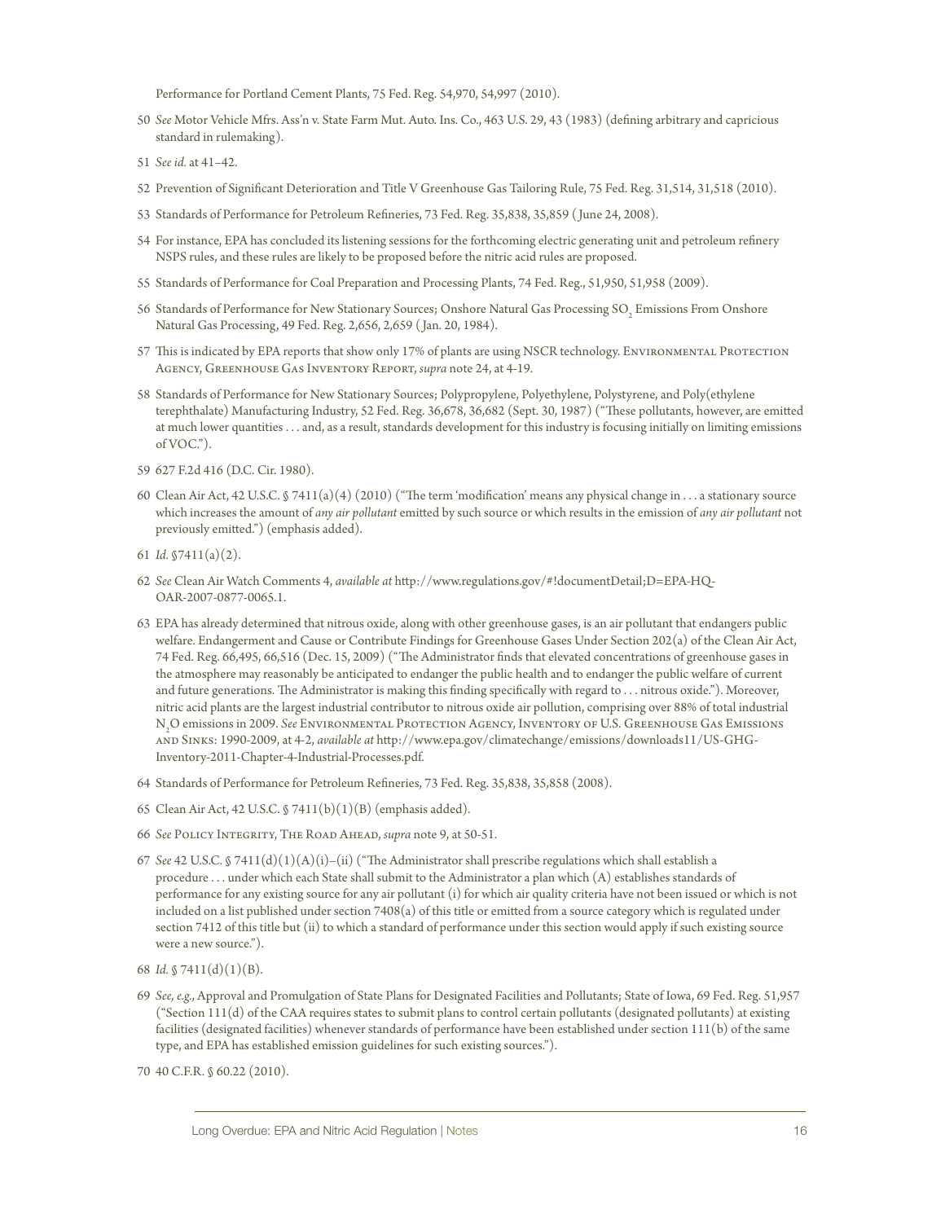Performance for Portland Cement Plants, 75 Fed. Reg. 54,970, 54,997 (2010).

50 *See* Motor Vehicle Mfrs. Ass'n v. State Farm Mut. Auto. Ins. Co., 463 U.S. 29, 43 (1983) (defining arbitrary and capricious standard in rulemaking).

51 *See id.* at 41–42.

52 Prevention of Significant Deterioration and Title V Greenhouse Gas Tailoring Rule, 75 Fed. Reg. 31,514, 31,518 (2010).

53 Standards of Performance for Petroleum Refineries, 73 Fed. Reg. 35,838, 35,859 ( June 24, 2008).

54 For instance, EPA has concluded its listening sessions for the forthcoming electric generating unit and petroleum refinery NSPS rules, and these rules are likely to be proposed before the nitric acid rules are proposed.

55 Standards of Performance for Coal Preparation and Processing Plants, 74 Fed. Reg., 51,950, 51,958 (2009).

56 Standards of Performance for New Stationary Sources; Onshore Natural Gas Processing $SO_2$ Emissions From Onshore Natural Gas Processing, 49 Fed. Reg. 2,656, 2,659 ( Jan. 20, 1984).

57 This is indicated by EPA reports that show only 17% of plants are using NSCR technology. Environmental Protection Agency, Greenhouse Gas Inventory Report, *supra* note 24, at 4-19.

58 Standards of Performance for New Stationary Sources; Polypropylene, Polyethylene, Polystyrene, and Poly(ethylene terephthalate) Manufacturing Industry, 52 Fed. Reg. 36,678, 36,682 (Sept. 30, 1987) ("These pollutants, however, are emitted at much lower quantities . . . and, as a result, standards development for this industry is focusing initially on limiting emissions of VOC.").

59 627 F.2d 416 (D.C. Cir. 1980).

60 Clean Air Act, 42 U.S.C. § 7411(a)(4) (2010) ("The term 'modification' means any physical change in . . . a stationary source which increases the amount of *any air pollutant* emitted by such source or which results in the emission of *any air pollutant* not previously emitted.") (emphasis added).

61 *Id.* §7411(a)(2).

62 *See* Clean Air Watch Comments 4, *available at* http://www.regulations.gov/#!documentDetail;D=EPA-HQ-OAR-2007-0877-0065.1.

63 EPA has already determined that nitrous oxide, along with other greenhouse gases, is an air pollutant that endangers public welfare. Endangerment and Cause or Contribute Findings for Greenhouse Gases Under Section 202(a) of the Clean Air Act, 74 Fed. Reg. 66,495, 66,516 (Dec. 15, 2009) ("The Administrator finds that elevated concentrations of greenhouse gases in the atmosphere may reasonably be anticipated to endanger the public health and to endanger the public welfare of current and future generations. The Administrator is making this finding specifically with regard to . . . nitrous oxide."). Moreover, nitric acid plants are the largest industrial contributor to nitrous oxide air pollution, comprising over 88% of total industrial $N_2O$ emissions in 2009. *See* Environmental Protection Agency, Inventory of U.S. Greenhouse Gas Emissions and Sinks: 1990-2009, at 4-2, *available at* http://www.epa.gov/climatechange/emissions/downloads11/US-GHG-Inventory-2011-Chapter-4-Industrial-Processes.pdf.

64 Standards of Performance for Petroleum Refineries, 73 Fed. Reg. 35,838, 35,858 (2008).

65 Clean Air Act, 42 U.S.C. § 7411(b)(1)(B) (emphasis added).

66 *See* Policy Integrity, The Road Ahead, *supra* note 9, at 50-51.

67 *See* 42 U.S.C. § 7411(d)(1)(A)(i)–(ii) ("The Administrator shall prescribe regulations which shall establish a procedure . . . under which each State shall submit to the Administrator a plan which (A) establishes standards of performance for any existing source for any air pollutant (i) for which air quality criteria have not been issued or which is not included on a list published under section 7408(a) of this title or emitted from a source category which is regulated under section 7412 of this title but (ii) to which a standard of performance under this section would apply if such existing source were a new source.").

68 *Id.* § 7411(d)(1)(B).

69 *See, e.g.*, Approval and Promulgation of State Plans for Designated Facilities and Pollutants; State of Iowa, 69 Fed. Reg. 51,957 ("Section 111(d) of the CAA requires states to submit plans to control certain pollutants (designated pollutants) at existing facilities (designated facilities) whenever standards of performance have been established under section 111(b) of the same type, and EPA has established emission guidelines for such existing sources.").

70 40 C.F.R. § 60.22 (2010).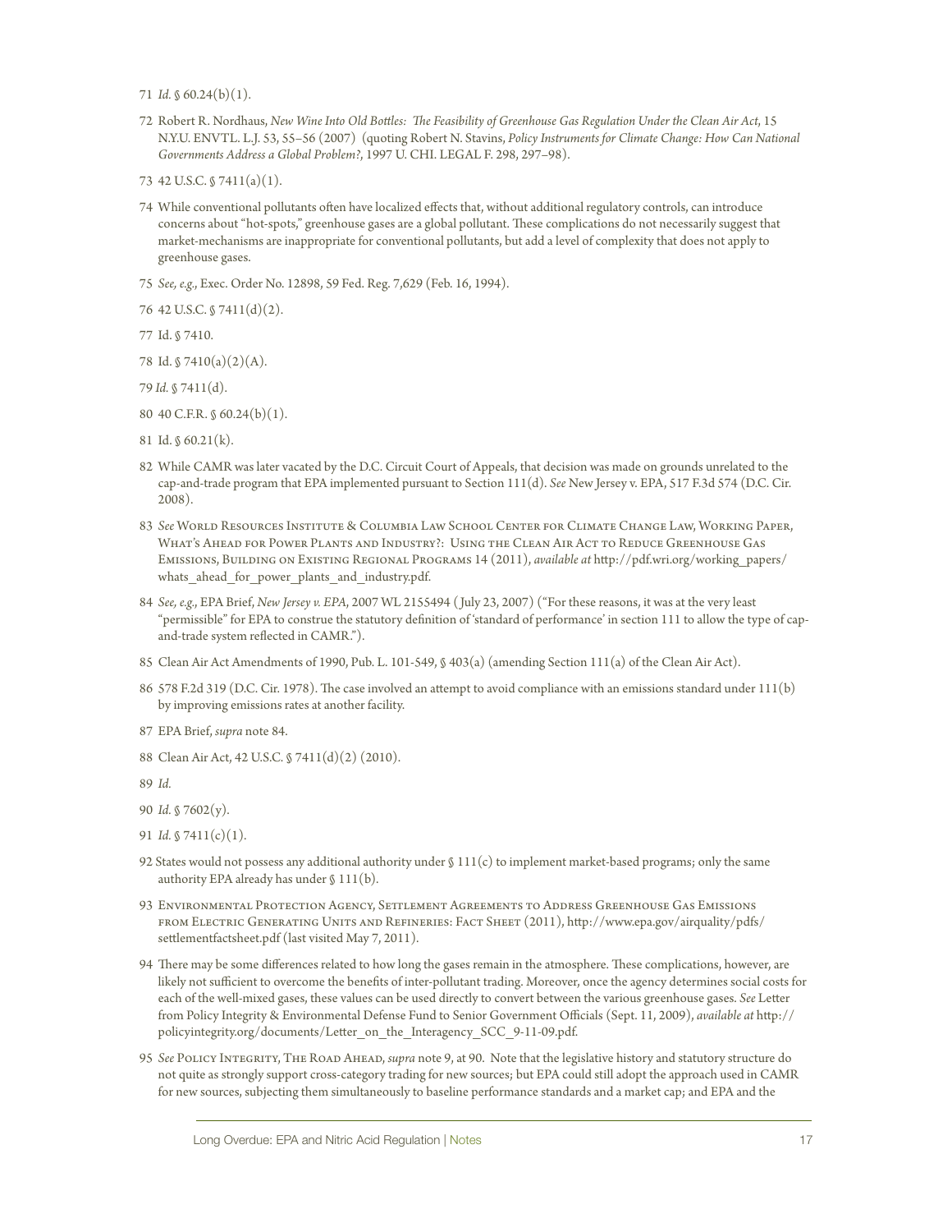71 *Id.* § 60.24(b)(1).

72 Robert R. Nordhaus, *New Wine Into Old Bottles: The Feasibility of Greenhouse Gas Regulation Under the Clean Air Act*, 15 N.Y.U. ENVTL. L.J. 53, 55–56 (2007) (quoting Robert N. Stavins, *Policy Instruments for Climate Change: How Can National Governments Address a Global Problem?*, 1997 U. CHI. LEGAL F. 298, 297–98).

73 42 U.S.C. § 7411(a)(1).

74 While conventional pollutants often have localized effects that, without additional regulatory controls, can introduce concerns about "hot-spots," greenhouse gases are a global pollutant. These complications do not necessarily suggest that market-mechanisms are inappropriate for conventional pollutants, but add a level of complexity that does not apply to greenhouse gases.

75 *See, e.g.*, Exec. Order No. 12898, 59 Fed. Reg. 7,629 (Feb. 16, 1994).

76 42 U.S.C. § 7411(d)(2).

77 Id. § 7410.

78 Id. § 7410(a)(2)(A).

79 *Id.* § 7411(d).

80 40 C.F.R. § 60.24(b)(1).

81 Id. § 60.21(k).

82 While CAMR was later vacated by the D.C. Circuit Court of Appeals, that decision was made on grounds unrelated to the cap-and-trade program that EPA implemented pursuant to Section 111(d). *See* New Jersey v. EPA, 517 F.3d 574 (D.C. Cir. 2008).

83 *See* World Resources Institute & Columbia Law School Center for Climate Change Law, Working Paper, What's Ahead for Power Plants and Industry?: Using the Clean Air Act to Reduce Greenhouse Gas Emissions, Building on Existing Regional Programs 14 (2011), *available at* http://pdf.wri.org/working_papers/whats_ahead_for_power_plants_and_industry.pdf.

84 *See, e.g.*, EPA Brief, *New Jersey v. EPA*, 2007 WL 2155494 (July 23, 2007) ("For these reasons, it was at the very least "permissible" for EPA to construe the statutory definition of 'standard of performance' in section 111 to allow the type of cap-and-trade system reflected in CAMR.").

85 Clean Air Act Amendments of 1990, Pub. L. 101-549, § 403(a) (amending Section 111(a) of the Clean Air Act).

86 578 F.2d 319 (D.C. Cir. 1978). The case involved an attempt to avoid compliance with an emissions standard under 111(b) by improving emissions rates at another facility.

87 EPA Brief, *supra* note 84.

88 Clean Air Act, 42 U.S.C. § 7411(d)(2) (2010).

89 *Id.*

90 *Id.* § 7602(y).

91 *Id.* § 7411(c)(1).

92 States would not possess any additional authority under § 111(c) to implement market-based programs; only the same authority EPA already has under § 111(b).

93 Environmental Protection Agency, Settlement Agreements to Address Greenhouse Gas Emissions from Electric Generating Units and Refineries: Fact Sheet (2011), http://www.epa.gov/airquality/pdfs/settlementfactsheet.pdf (last visited May 7, 2011).

94 There may be some differences related to how long the gases remain in the atmosphere. These complications, however, are likely not sufficient to overcome the benefits of inter-pollutant trading. Moreover, once the agency determines social costs for each of the well-mixed gases, these values can be used directly to convert between the various greenhouse gases. *See* Letter from Policy Integrity & Environmental Defense Fund to Senior Government Officials (Sept. 11, 2009), *available at* http://policyintegrity.org/documents/Letter_on_the_Interagency_SCC_9-11-09.pdf.

95 *See* Policy Integrity, The Road Ahead, *supra* note 9, at 90. Note that the legislative history and statutory structure do not quite as strongly support cross-category trading for new sources; but EPA could still adopt the approach used in CAMR for new sources, subjecting them simultaneously to baseline performance standards and a market cap; and EPA and the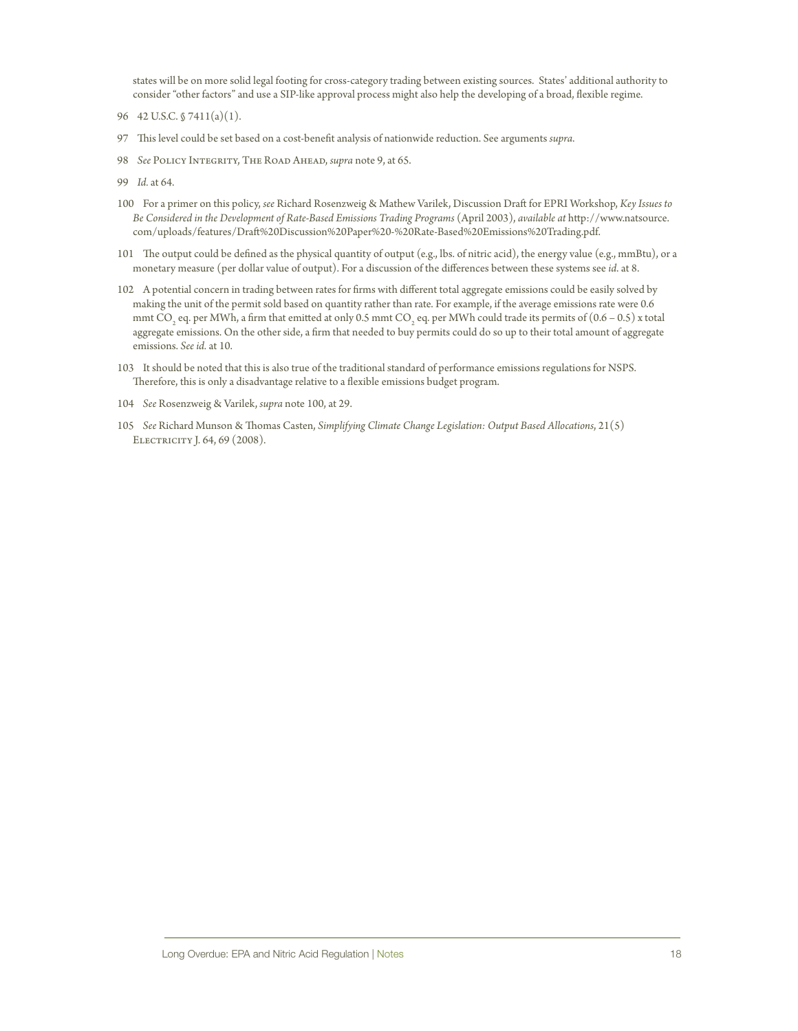states will be on more solid legal footing for cross-category trading between existing sources. States' additional authority to consider "other factors" and use a SIP-like approval process might also help the developing of a broad, flexible regime.

96 42 U.S.C. § 7411(a)(1).

97 This level could be set based on a cost-benefit analysis of nationwide reduction. See arguments *supra*.

98 *See* Policy Integrity, The Road Ahead, *supra* note 9, at 65.

99 *Id.* at 64.

100 For a primer on this policy, *see* Richard Rosenzweig & Mathew Varilek, Discussion Draft for EPRI Workshop, *Key Issues to Be Considered in the Development of Rate-Based Emissions Trading Programs* (April 2003), *available at* http://www.natsource.com/uploads/features/Draft%20Discussion%20Paper%20-%20Rate-Based%20Emissions%20Trading.pdf.

101 The output could be defined as the physical quantity of output (e.g., lbs. of nitric acid), the energy value (e.g., mmBtu), or a monetary measure (per dollar value of output). For a discussion of the differences between these systems see *id.* at 8.

102 A potential concern in trading between rates for firms with different total aggregate emissions could be easily solved by making the unit of the permit sold based on quantity rather than rate. For example, if the average emissions rate were 0.6 mmt $CO_2$ eq. per MWh, a firm that emitted at only 0.5 mmt $CO_2$ eq. per MWh could trade its permits of (0.6 – 0.5) x total aggregate emissions. On the other side, a firm that needed to buy permits could do so up to their total amount of aggregate emissions. *See id.* at 10.

103 It should be noted that this is also true of the traditional standard of performance emissions regulations for NSPS. Therefore, this is only a disadvantage relative to a flexible emissions budget program.

104 *See* Rosenzweig & Varilek, *supra* note 100, at 29.

105 *See* Richard Munson & Thomas Casten, *Simplifying Climate Change Legislation: Output Based Allocations*, 21(5) Electricity J. 64, 69 (2008).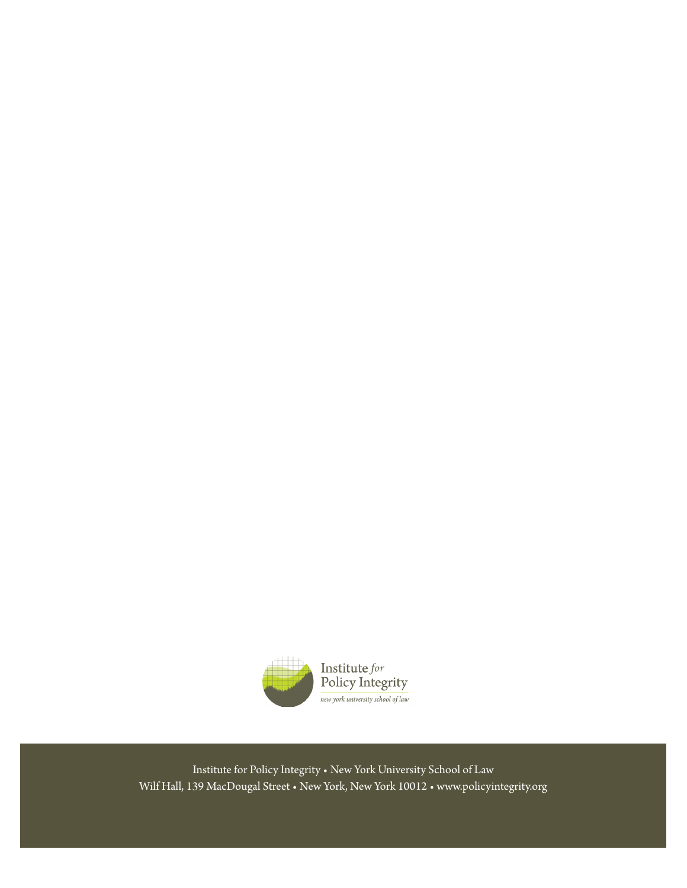Institute *for* Policy Integrity

*new york university school of law*

Institute for Policy Integrity • New York University School of Law
Wilf Hall, 139 MacDougal Street • New York, New York 10012 • www.policyintegrity.org